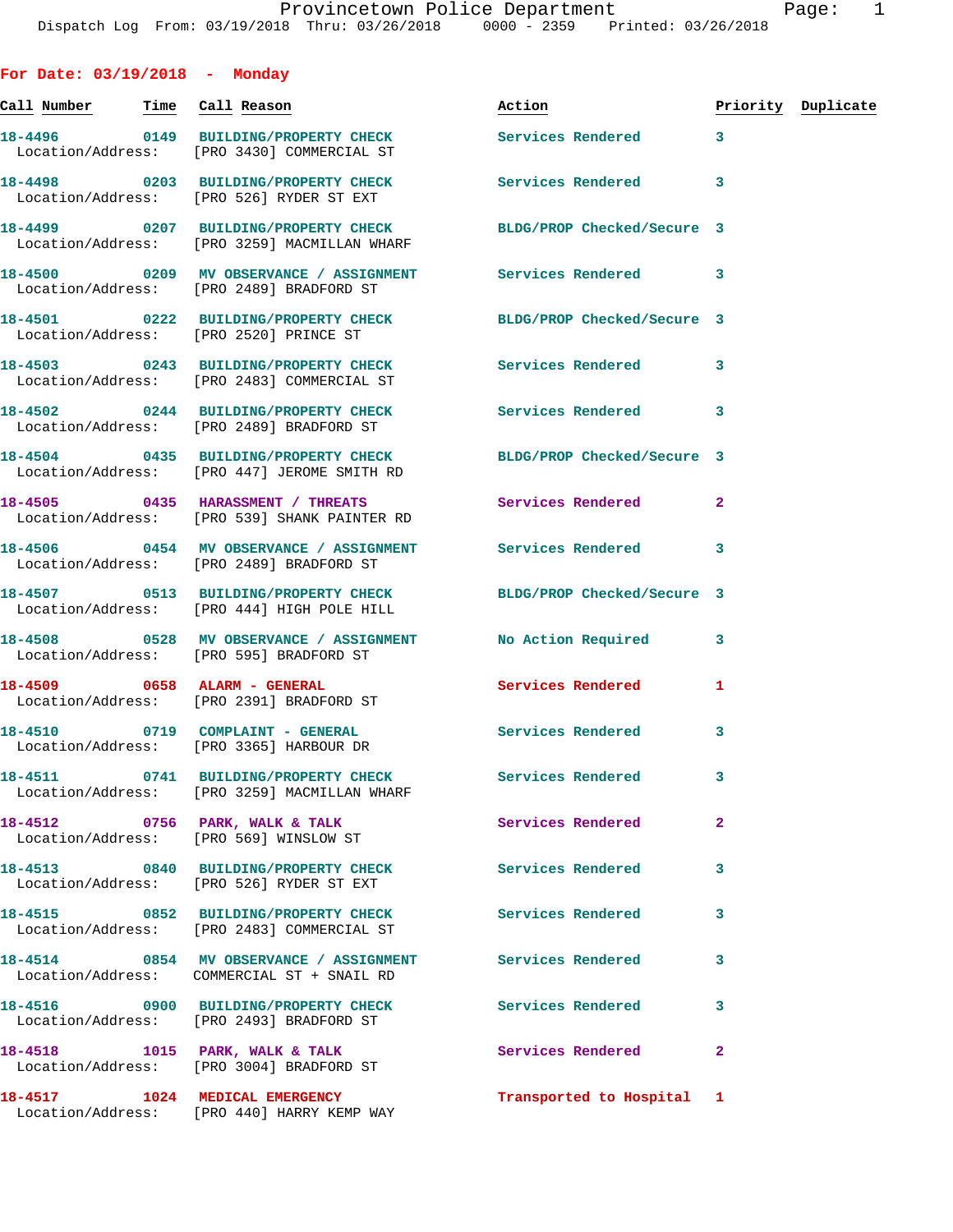Provincetown Police Department
Dispatch Log From: 03/19/2018 Thru: 03/26/2018 0000 - 2359 Printed: 03/26/2018

**For Date: 03/19/2018 - Monday**

| Call Number | Time | Call Reason | Action | Priority | Duplicate |
|---|---|---|---|---|---|
| 18-4496 | 0149 | BUILDING/PROPERTY CHECK | Services Rendered | 3 | |
| Location/Address: | | [PRO 3430] COMMERCIAL ST | | | |
| 18-4498 | 0203 | BUILDING/PROPERTY CHECK | Services Rendered | 3 | |
| Location/Address: | | [PRO 526] RYDER ST EXT | | | |
| 18-4499 | 0207 | BUILDING/PROPERTY CHECK | BLDG/PROP Checked/Secure | 3 | |
| Location/Address: | | [PRO 3259] MACMILLAN WHARF | | | |
| 18-4500 | 0209 | MV OBSERVANCE / ASSIGNMENT | Services Rendered | 3 | |
| Location/Address: | | [PRO 2489] BRADFORD ST | | | |
| 18-4501 | 0222 | BUILDING/PROPERTY CHECK | BLDG/PROP Checked/Secure | 3 | |
| Location/Address: | | [PRO 2520] PRINCE ST | | | |
| 18-4503 | 0243 | BUILDING/PROPERTY CHECK | Services Rendered | 3 | |
| Location/Address: | | [PRO 2483] COMMERCIAL ST | | | |
| 18-4502 | 0244 | BUILDING/PROPERTY CHECK | Services Rendered | 3 | |
| Location/Address: | | [PRO 2489] BRADFORD ST | | | |
| 18-4504 | 0435 | BUILDING/PROPERTY CHECK | BLDG/PROP Checked/Secure | 3 | |
| Location/Address: | | [PRO 447] JEROME SMITH RD | | | |
| 18-4505 | 0435 | HARASSMENT / THREATS | Services Rendered | 2 | |
| Location/Address: | | [PRO 539] SHANK PAINTER RD | | | |
| 18-4506 | 0454 | MV OBSERVANCE / ASSIGNMENT | Services Rendered | 3 | |
| Location/Address: | | [PRO 2489] BRADFORD ST | | | |
| 18-4507 | 0513 | BUILDING/PROPERTY CHECK | BLDG/PROP Checked/Secure | 3 | |
| Location/Address: | | [PRO 444] HIGH POLE HILL | | | |
| 18-4508 | 0528 | MV OBSERVANCE / ASSIGNMENT | No Action Required | 3 | |
| Location/Address: | | [PRO 595] BRADFORD ST | | | |
| 18-4509 | 0658 | ALARM - GENERAL | Services Rendered | 1 | |
| Location/Address: | | [PRO 2391] BRADFORD ST | | | |
| 18-4510 | 0719 | COMPLAINT - GENERAL | Services Rendered | 3 | |
| Location/Address: | | [PRO 3365] HARBOUR DR | | | |
| 18-4511 | 0741 | BUILDING/PROPERTY CHECK | Services Rendered | 3 | |
| Location/Address: | | [PRO 3259] MACMILLAN WHARF | | | |
| 18-4512 | 0756 | PARK, WALK & TALK | Services Rendered | 2 | |
| Location/Address: | | [PRO 569] WINSLOW ST | | | |
| 18-4513 | 0840 | BUILDING/PROPERTY CHECK | Services Rendered | 3 | |
| Location/Address: | | [PRO 526] RYDER ST EXT | | | |
| 18-4515 | 0852 | BUILDING/PROPERTY CHECK | Services Rendered | 3 | |
| Location/Address: | | [PRO 2483] COMMERCIAL ST | | | |
| 18-4514 | 0854 | MV OBSERVANCE / ASSIGNMENT | Services Rendered | 3 | |
| Location/Address: | | COMMERCIAL ST + SNAIL RD | | | |
| 18-4516 | 0900 | BUILDING/PROPERTY CHECK | Services Rendered | 3 | |
| Location/Address: | | [PRO 2493] BRADFORD ST | | | |
| 18-4518 | 1015 | PARK, WALK & TALK | Services Rendered | 2 | |
| Location/Address: | | [PRO 3004] BRADFORD ST | | | |
| 18-4517 | 1024 | MEDICAL EMERGENCY | Transported to Hospital | 1 | |
| Location/Address: | | [PRO 440] HARRY KEMP WAY | | | |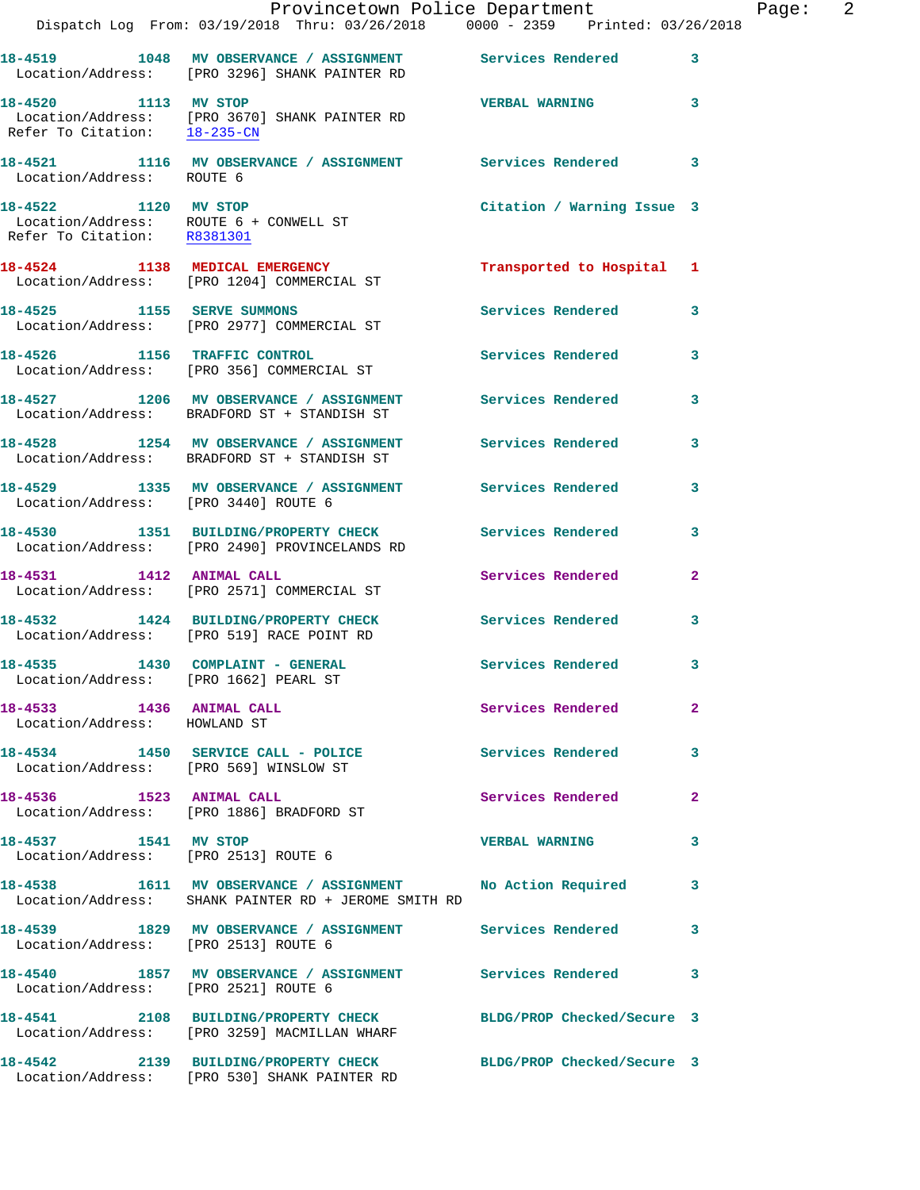18-4519 1048 MV OBSERVANCE / ASSIGNMENT Services Rendered 3
Location/Address: [PRO 3296] SHANK PAINTER RD

18-4520 1113 MV STOP VERBAL WARNING 3
Location/Address: [PRO 3670] SHANK PAINTER RD
Refer To Citation: 18-235-CN

18-4521 1116 MV OBSERVANCE / ASSIGNMENT Services Rendered 3
Location/Address: ROUTE 6

18-4522 1120 MV STOP Citation / Warning Issue 3
Location/Address: ROUTE 6 + CONWELL ST
Refer To Citation: R8381301

18-4524 1138 MEDICAL EMERGENCY Transported to Hospital 1
Location/Address: [PRO 1204] COMMERCIAL ST

18-4525 1155 SERVE SUMMONS Services Rendered 3
Location/Address: [PRO 2977] COMMERCIAL ST

18-4526 1156 TRAFFIC CONTROL Services Rendered 3
Location/Address: [PRO 356] COMMERCIAL ST

18-4527 1206 MV OBSERVANCE / ASSIGNMENT Services Rendered 3
Location/Address: BRADFORD ST + STANDISH ST

18-4528 1254 MV OBSERVANCE / ASSIGNMENT Services Rendered 3
Location/Address: BRADFORD ST + STANDISH ST

18-4529 1335 MV OBSERVANCE / ASSIGNMENT Services Rendered 3
Location/Address: [PRO 3440] ROUTE 6

18-4530 1351 BUILDING/PROPERTY CHECK Services Rendered 3
Location/Address: [PRO 2490] PROVINCELANDS RD

18-4531 1412 ANIMAL CALL Services Rendered 2
Location/Address: [PRO 2571] COMMERCIAL ST

18-4532 1424 BUILDING/PROPERTY CHECK Services Rendered 3
Location/Address: [PRO 519] RACE POINT RD

18-4535 1430 COMPLAINT - GENERAL Services Rendered 3
Location/Address: [PRO 1662] PEARL ST

18-4533 1436 ANIMAL CALL Services Rendered 2
Location/Address: HOWLAND ST

18-4534 1450 SERVICE CALL - POLICE Services Rendered 3
Location/Address: [PRO 569] WINSLOW ST

18-4536 1523 ANIMAL CALL Services Rendered 2
Location/Address: [PRO 1886] BRADFORD ST

18-4537 1541 MV STOP VERBAL WARNING 3
Location/Address: [PRO 2513] ROUTE 6

18-4538 1611 MV OBSERVANCE / ASSIGNMENT No Action Required 3
Location/Address: SHANK PAINTER RD + JEROME SMITH RD

18-4539 1829 MV OBSERVANCE / ASSIGNMENT Services Rendered 3
Location/Address: [PRO 2513] ROUTE 6

18-4540 1857 MV OBSERVANCE / ASSIGNMENT Services Rendered 3
Location/Address: [PRO 2521] ROUTE 6

18-4541 2108 BUILDING/PROPERTY CHECK BLDG/PROP Checked/Secure 3
Location/Address: [PRO 3259] MACMILLAN WHARF

18-4542 2139 BUILDING/PROPERTY CHECK BLDG/PROP Checked/Secure 3
Location/Address: [PRO 530] SHANK PAINTER RD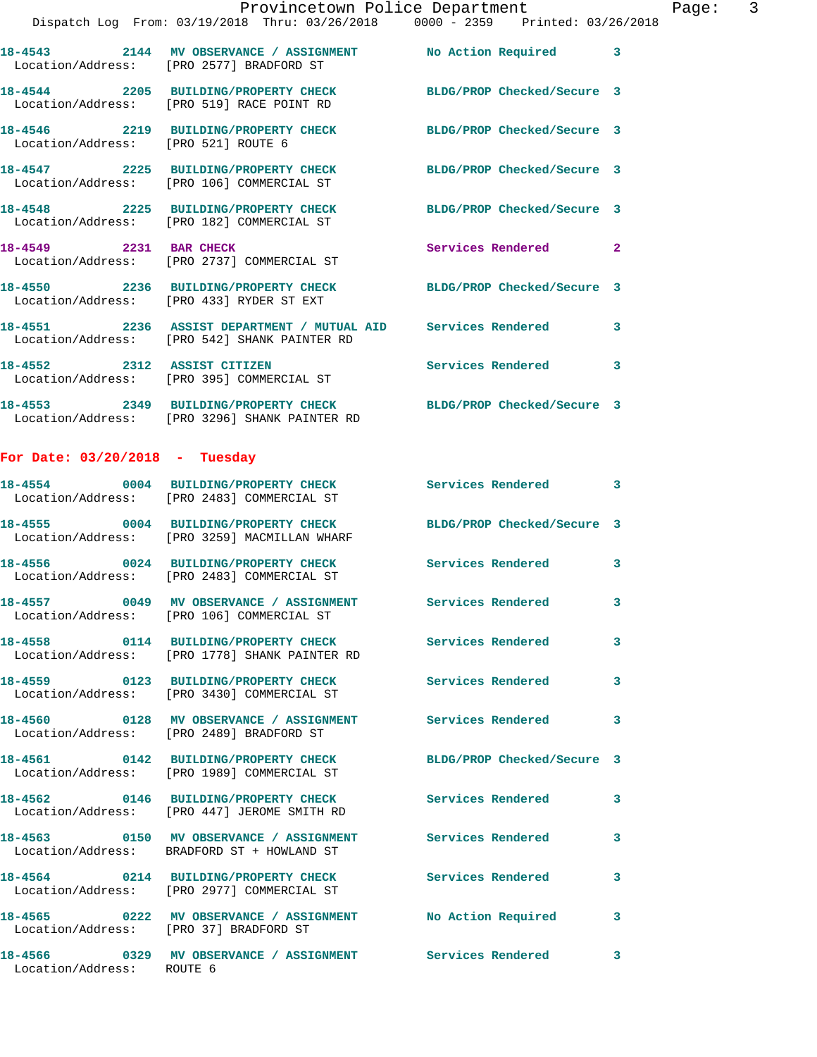18-4543 2144 MV OBSERVANCE / ASSIGNMENT No Action Required 3
Location/Address: [PRO 2577] BRADFORD ST

18-4544 2205 BUILDING/PROPERTY CHECK BLDG/PROP Checked/Secure 3
Location/Address: [PRO 519] RACE POINT RD

18-4546 2219 BUILDING/PROPERTY CHECK BLDG/PROP Checked/Secure 3
Location/Address: [PRO 521] ROUTE 6

18-4547 2225 BUILDING/PROPERTY CHECK BLDG/PROP Checked/Secure 3
Location/Address: [PRO 106] COMMERCIAL ST

18-4548 2225 BUILDING/PROPERTY CHECK BLDG/PROP Checked/Secure 3
Location/Address: [PRO 182] COMMERCIAL ST

18-4549 2231 BAR CHECK Services Rendered 2
Location/Address: [PRO 2737] COMMERCIAL ST

18-4550 2236 BUILDING/PROPERTY CHECK BLDG/PROP Checked/Secure 3
Location/Address: [PRO 433] RYDER ST EXT

18-4551 2236 ASSIST DEPARTMENT / MUTUAL AID Services Rendered 3
Location/Address: [PRO 542] SHANK PAINTER RD

18-4552 2312 ASSIST CITIZEN Services Rendered 3
Location/Address: [PRO 395] COMMERCIAL ST

18-4553 2349 BUILDING/PROPERTY CHECK BLDG/PROP Checked/Secure 3
Location/Address: [PRO 3296] SHANK PAINTER RD

**For Date: 03/20/2018 - Tuesday**

18-4554 0004 BUILDING/PROPERTY CHECK Services Rendered 3
Location/Address: [PRO 2483] COMMERCIAL ST

18-4555 0004 BUILDING/PROPERTY CHECK BLDG/PROP Checked/Secure 3
Location/Address: [PRO 3259] MACMILLAN WHARF

18-4556 0024 BUILDING/PROPERTY CHECK Services Rendered 3
Location/Address: [PRO 2483] COMMERCIAL ST

18-4557 0049 MV OBSERVANCE / ASSIGNMENT Services Rendered 3
Location/Address: [PRO 106] COMMERCIAL ST

18-4558 0114 BUILDING/PROPERTY CHECK Services Rendered 3
Location/Address: [PRO 1778] SHANK PAINTER RD

18-4559 0123 BUILDING/PROPERTY CHECK Services Rendered 3
Location/Address: [PRO 3430] COMMERCIAL ST

18-4560 0128 MV OBSERVANCE / ASSIGNMENT Services Rendered 3
Location/Address: [PRO 2489] BRADFORD ST

18-4561 0142 BUILDING/PROPERTY CHECK BLDG/PROP Checked/Secure 3
Location/Address: [PRO 1989] COMMERCIAL ST

18-4562 0146 BUILDING/PROPERTY CHECK Services Rendered 3
Location/Address: [PRO 447] JEROME SMITH RD

18-4563 0150 MV OBSERVANCE / ASSIGNMENT Services Rendered 3
Location/Address: BRADFORD ST + HOWLAND ST

18-4564 0214 BUILDING/PROPERTY CHECK Services Rendered 3
Location/Address: [PRO 2977] COMMERCIAL ST

18-4565 0222 MV OBSERVANCE / ASSIGNMENT No Action Required 3
Location/Address: [PRO 37] BRADFORD ST

18-4566 0329 MV OBSERVANCE / ASSIGNMENT Services Rendered 3
Location/Address: ROUTE 6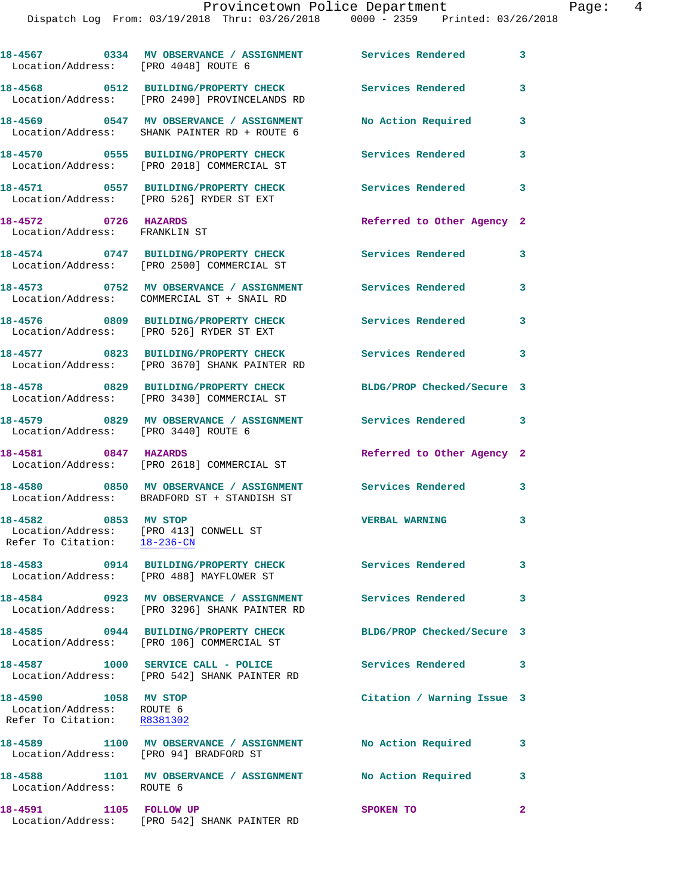18-4567 0334 MV OBSERVANCE / ASSIGNMENT Services Rendered 3
Location/Address: [PRO 4048] ROUTE 6

18-4568 0512 BUILDING/PROPERTY CHECK Services Rendered 3
Location/Address: [PRO 2490] PROVINCELANDS RD

18-4569 0547 MV OBSERVANCE / ASSIGNMENT No Action Required 3
Location/Address: SHANK PAINTER RD + ROUTE 6

18-4570 0555 BUILDING/PROPERTY CHECK Services Rendered 3
Location/Address: [PRO 2018] COMMERCIAL ST

18-4571 0557 BUILDING/PROPERTY CHECK Services Rendered 3
Location/Address: [PRO 526] RYDER ST EXT

18-4572 0726 HAZARDS Referred to Other Agency 2
Location/Address: FRANKLIN ST

18-4574 0747 BUILDING/PROPERTY CHECK Services Rendered 3
Location/Address: [PRO 2500] COMMERCIAL ST

18-4573 0752 MV OBSERVANCE / ASSIGNMENT Services Rendered 3
Location/Address: COMMERCIAL ST + SNAIL RD

18-4576 0809 BUILDING/PROPERTY CHECK Services Rendered 3
Location/Address: [PRO 526] RYDER ST EXT

18-4577 0823 BUILDING/PROPERTY CHECK Services Rendered 3
Location/Address: [PRO 3670] SHANK PAINTER RD

18-4578 0829 BUILDING/PROPERTY CHECK BLDG/PROP Checked/Secure 3
Location/Address: [PRO 3430] COMMERCIAL ST

18-4579 0829 MV OBSERVANCE / ASSIGNMENT Services Rendered 3
Location/Address: [PRO 3440] ROUTE 6

18-4581 0847 HAZARDS Referred to Other Agency 2
Location/Address: [PRO 2618] COMMERCIAL ST

18-4580 0850 MV OBSERVANCE / ASSIGNMENT Services Rendered 3
Location/Address: BRADFORD ST + STANDISH ST

18-4582 0853 MV STOP VERBAL WARNING 3
Location/Address: [PRO 413] CONWELL ST
Refer To Citation: 18-236-CN

18-4583 0914 BUILDING/PROPERTY CHECK Services Rendered 3
Location/Address: [PRO 488] MAYFLOWER ST

18-4584 0923 MV OBSERVANCE / ASSIGNMENT Services Rendered 3
Location/Address: [PRO 3296] SHANK PAINTER RD

18-4585 0944 BUILDING/PROPERTY CHECK BLDG/PROP Checked/Secure 3
Location/Address: [PRO 106] COMMERCIAL ST

18-4587 1000 SERVICE CALL - POLICE Services Rendered 3
Location/Address: [PRO 542] SHANK PAINTER RD

18-4590 1058 MV STOP Citation / Warning Issue 3
Location/Address: ROUTE 6
Refer To Citation: R8381302

18-4589 1100 MV OBSERVANCE / ASSIGNMENT No Action Required 3
Location/Address: [PRO 94] BRADFORD ST

18-4588 1101 MV OBSERVANCE / ASSIGNMENT No Action Required 3
Location/Address: ROUTE 6

18-4591 1105 FOLLOW UP SPOKEN TO 2
Location/Address: [PRO 542] SHANK PAINTER RD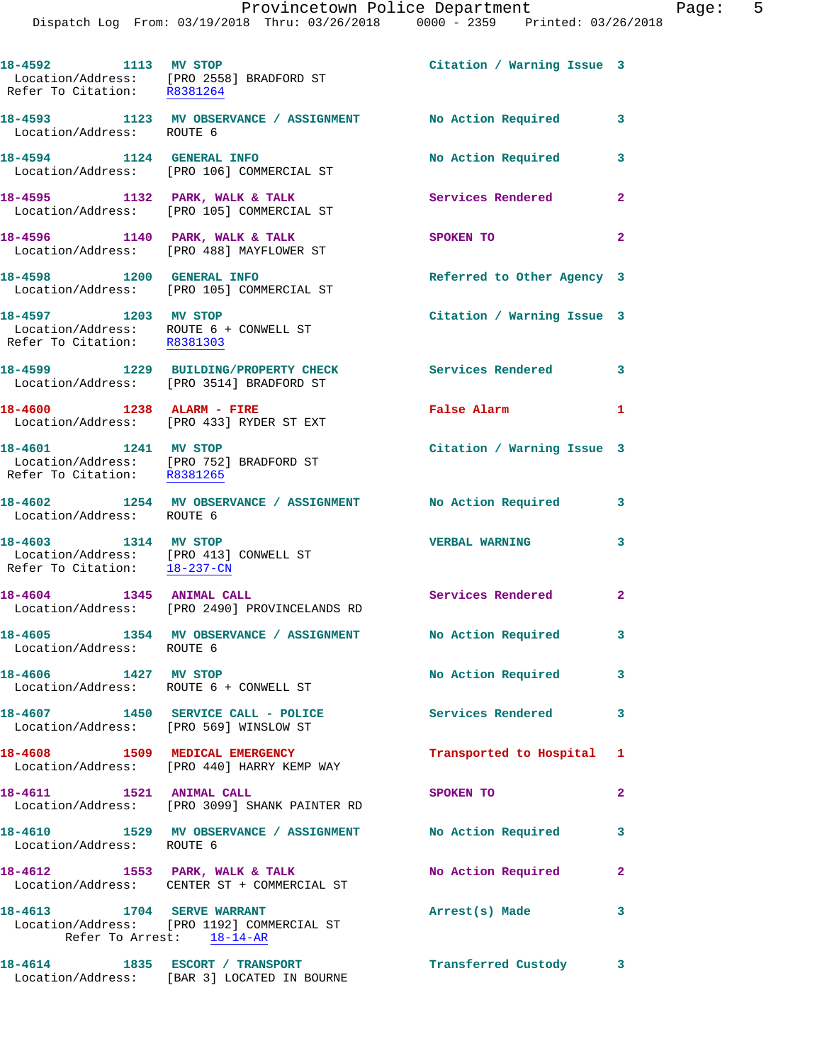18-4592 1113 MV STOP Citation / Warning Issue 3
 Location/Address: [PRO 2558] BRADFORD ST
 Refer To Citation: R8381264

18-4593 1123 MV OBSERVANCE / ASSIGNMENT No Action Required 3
 Location/Address: ROUTE 6

18-4594 1124 GENERAL INFO No Action Required 3
 Location/Address: [PRO 106] COMMERCIAL ST

18-4595 1132 PARK, WALK & TALK Services Rendered 2
 Location/Address: [PRO 105] COMMERCIAL ST

18-4596 1140 PARK, WALK & TALK SPOKEN TO 2
 Location/Address: [PRO 488] MAYFLOWER ST

18-4598 1200 GENERAL INFO Referred to Other Agency 3
 Location/Address: [PRO 105] COMMERCIAL ST

18-4597 1203 MV STOP Citation / Warning Issue 3
 Location/Address: ROUTE 6 + CONWELL ST
 Refer To Citation: R8381303

18-4599 1229 BUILDING/PROPERTY CHECK Services Rendered 3
 Location/Address: [PRO 3514] BRADFORD ST

18-4600 1238 ALARM - FIRE False Alarm 1
 Location/Address: [PRO 433] RYDER ST EXT

18-4601 1241 MV STOP Citation / Warning Issue 3
 Location/Address: [PRO 752] BRADFORD ST
 Refer To Citation: R8381265

18-4602 1254 MV OBSERVANCE / ASSIGNMENT No Action Required 3
 Location/Address: ROUTE 6

18-4603 1314 MV STOP VERBAL WARNING 3
 Location/Address: [PRO 413] CONWELL ST
 Refer To Citation: 18-237-CN

18-4604 1345 ANIMAL CALL Services Rendered 2
 Location/Address: [PRO 2490] PROVINCELANDS RD

18-4605 1354 MV OBSERVANCE / ASSIGNMENT No Action Required 3
 Location/Address: ROUTE 6

18-4606 1427 MV STOP No Action Required 3
 Location/Address: ROUTE 6 + CONWELL ST

18-4607 1450 SERVICE CALL - POLICE Services Rendered 3
 Location/Address: [PRO 569] WINSLOW ST

18-4608 1509 MEDICAL EMERGENCY Transported to Hospital 1
 Location/Address: [PRO 440] HARRY KEMP WAY

18-4611 1521 ANIMAL CALL SPOKEN TO 2
 Location/Address: [PRO 3099] SHANK PAINTER RD

18-4610 1529 MV OBSERVANCE / ASSIGNMENT No Action Required 3
 Location/Address: ROUTE 6

18-4612 1553 PARK, WALK & TALK No Action Required 2
 Location/Address: CENTER ST + COMMERCIAL ST

18-4613 1704 SERVE WARRANT Arrest(s) Made 3
 Location/Address: [PRO 1192] COMMERCIAL ST
 Refer To Arrest: 18-14-AR

18-4614 1835 ESCORT / TRANSPORT Transferred Custody 3
 Location/Address: [BAR 3] LOCATED IN BOURNE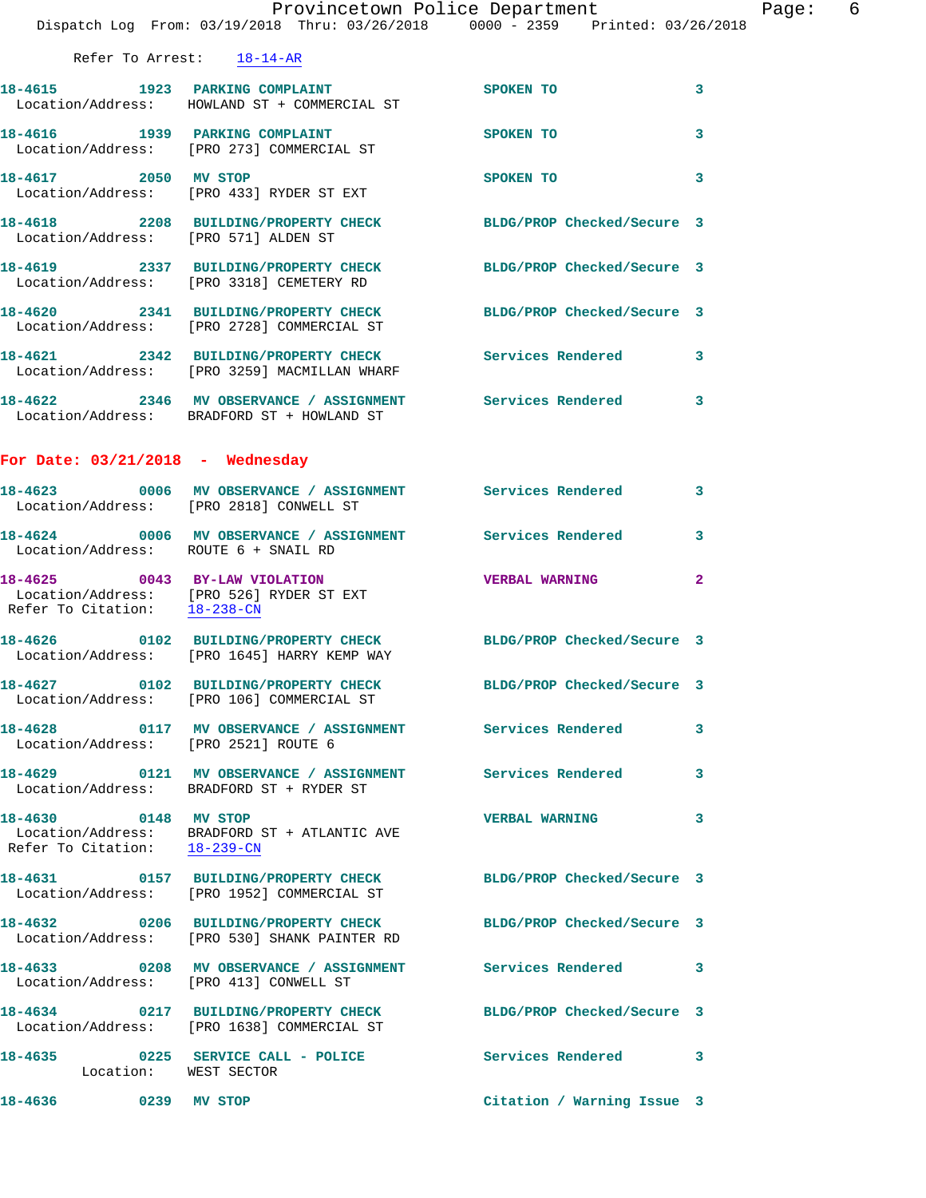Refer To Arrest: 18-14-AR

18-4615 1923 PARKING COMPLAINT SPOKEN TO 3
Location/Address: HOWLAND ST + COMMERCIAL ST

18-4616 1939 PARKING COMPLAINT SPOKEN TO 3
Location/Address: [PRO 273] COMMERCIAL ST

18-4617 2050 MV STOP SPOKEN TO 3
Location/Address: [PRO 433] RYDER ST EXT

18-4618 2208 BUILDING/PROPERTY CHECK BLDG/PROP Checked/Secure 3
Location/Address: [PRO 571] ALDEN ST

18-4619 2337 BUILDING/PROPERTY CHECK BLDG/PROP Checked/Secure 3
Location/Address: [PRO 3318] CEMETERY RD

18-4620 2341 BUILDING/PROPERTY CHECK BLDG/PROP Checked/Secure 3
Location/Address: [PRO 2728] COMMERCIAL ST

18-4621 2342 BUILDING/PROPERTY CHECK Services Rendered 3
Location/Address: [PRO 3259] MACMILLAN WHARF

18-4622 2346 MV OBSERVANCE / ASSIGNMENT Services Rendered 3
Location/Address: BRADFORD ST + HOWLAND ST

**For Date: 03/21/2018 - Wednesday**

18-4623 0006 MV OBSERVANCE / ASSIGNMENT Services Rendered 3
Location/Address: [PRO 2818] CONWELL ST

18-4624 0006 MV OBSERVANCE / ASSIGNMENT Services Rendered 3
Location/Address: ROUTE 6 + SNAIL RD

18-4625 0043 BY-LAW VIOLATION VERBAL WARNING 2
Location/Address: [PRO 526] RYDER ST EXT
Refer To Citation: 18-238-CN

18-4626 0102 BUILDING/PROPERTY CHECK BLDG/PROP Checked/Secure 3
Location/Address: [PRO 1645] HARRY KEMP WAY

18-4627 0102 BUILDING/PROPERTY CHECK BLDG/PROP Checked/Secure 3
Location/Address: [PRO 106] COMMERCIAL ST

18-4628 0117 MV OBSERVANCE / ASSIGNMENT Services Rendered 3
Location/Address: [PRO 2521] ROUTE 6

18-4629 0121 MV OBSERVANCE / ASSIGNMENT Services Rendered 3
Location/Address: BRADFORD ST + RYDER ST

18-4630 0148 MV STOP VERBAL WARNING 3
Location/Address: BRADFORD ST + ATLANTIC AVE
Refer To Citation: 18-239-CN

18-4631 0157 BUILDING/PROPERTY CHECK BLDG/PROP Checked/Secure 3
Location/Address: [PRO 1952] COMMERCIAL ST

18-4632 0206 BUILDING/PROPERTY CHECK BLDG/PROP Checked/Secure 3
Location/Address: [PRO 530] SHANK PAINTER RD

18-4633 0208 MV OBSERVANCE / ASSIGNMENT Services Rendered 3
Location/Address: [PRO 413] CONWELL ST

18-4634 0217 BUILDING/PROPERTY CHECK BLDG/PROP Checked/Secure 3
Location/Address: [PRO 1638] COMMERCIAL ST

18-4635 0225 SERVICE CALL - POLICE Services Rendered 3
Location: WEST SECTOR

18-4636 0239 MV STOP Citation / Warning Issue 3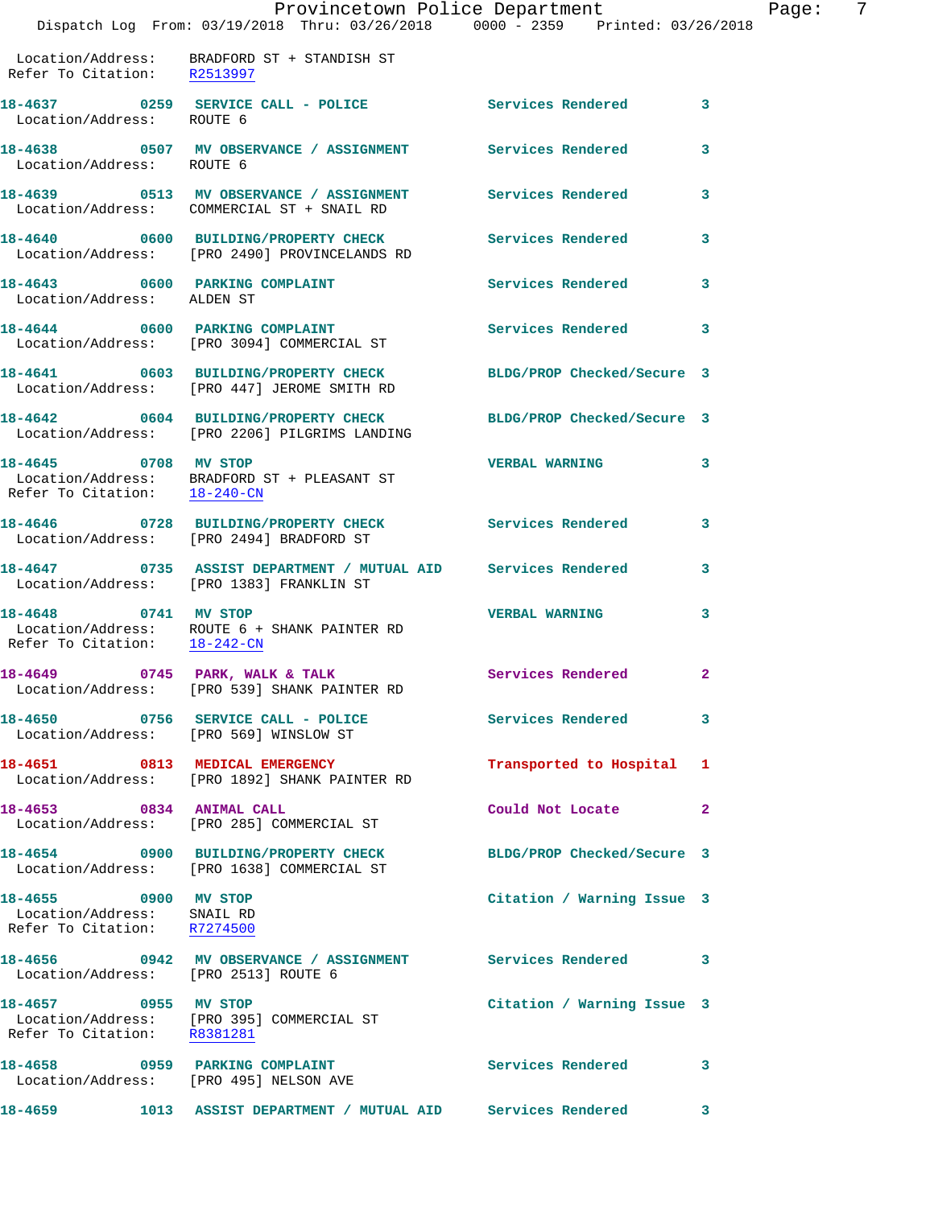Location/Address: BRADFORD ST + STANDISH ST
Refer To Citation: R2513997

18-4637 0259 SERVICE CALL - POLICE Services Rendered 3
Location/Address: ROUTE 6

18-4638 0507 MV OBSERVANCE / ASSIGNMENT Services Rendered 3
Location/Address: ROUTE 6

18-4639 0513 MV OBSERVANCE / ASSIGNMENT Services Rendered 3
Location/Address: COMMERCIAL ST + SNAIL RD

18-4640 0600 BUILDING/PROPERTY CHECK Services Rendered 3
Location/Address: [PRO 2490] PROVINCELANDS RD

18-4643 0600 PARKING COMPLAINT Services Rendered 3
Location/Address: ALDEN ST

18-4644 0600 PARKING COMPLAINT Services Rendered 3
Location/Address: [PRO 3094] COMMERCIAL ST

18-4641 0603 BUILDING/PROPERTY CHECK BLDG/PROP Checked/Secure 3
Location/Address: [PRO 447] JEROME SMITH RD

18-4642 0604 BUILDING/PROPERTY CHECK BLDG/PROP Checked/Secure 3
Location/Address: [PRO 2206] PILGRIMS LANDING

18-4645 0708 MV STOP VERBAL WARNING 3
Location/Address: BRADFORD ST + PLEASANT ST
Refer To Citation: 18-240-CN

18-4646 0728 BUILDING/PROPERTY CHECK Services Rendered 3
Location/Address: [PRO 2494] BRADFORD ST

18-4647 0735 ASSIST DEPARTMENT / MUTUAL AID Services Rendered 3
Location/Address: [PRO 1383] FRANKLIN ST

18-4648 0741 MV STOP VERBAL WARNING 3
Location/Address: ROUTE 6 + SHANK PAINTER RD
Refer To Citation: 18-242-CN

18-4649 0745 PARK, WALK & TALK Services Rendered 2
Location/Address: [PRO 539] SHANK PAINTER RD

18-4650 0756 SERVICE CALL - POLICE Services Rendered 3
Location/Address: [PRO 569] WINSLOW ST

18-4651 0813 MEDICAL EMERGENCY Transported to Hospital 1
Location/Address: [PRO 1892] SHANK PAINTER RD

18-4653 0834 ANIMAL CALL Could Not Locate 2
Location/Address: [PRO 285] COMMERCIAL ST

18-4654 0900 BUILDING/PROPERTY CHECK BLDG/PROP Checked/Secure 3
Location/Address: [PRO 1638] COMMERCIAL ST

18-4655 0900 MV STOP Citation / Warning Issue 3
Location/Address: SNAIL RD
Refer To Citation: R7274500

18-4656 0942 MV OBSERVANCE / ASSIGNMENT Services Rendered 3
Location/Address: [PRO 2513] ROUTE 6

18-4657 0955 MV STOP Citation / Warning Issue 3
Location/Address: [PRO 395] COMMERCIAL ST
Refer To Citation: R8381281

18-4658 0959 PARKING COMPLAINT Services Rendered 3
Location/Address: [PRO 495] NELSON AVE

18-4659 1013 ASSIST DEPARTMENT / MUTUAL AID Services Rendered 3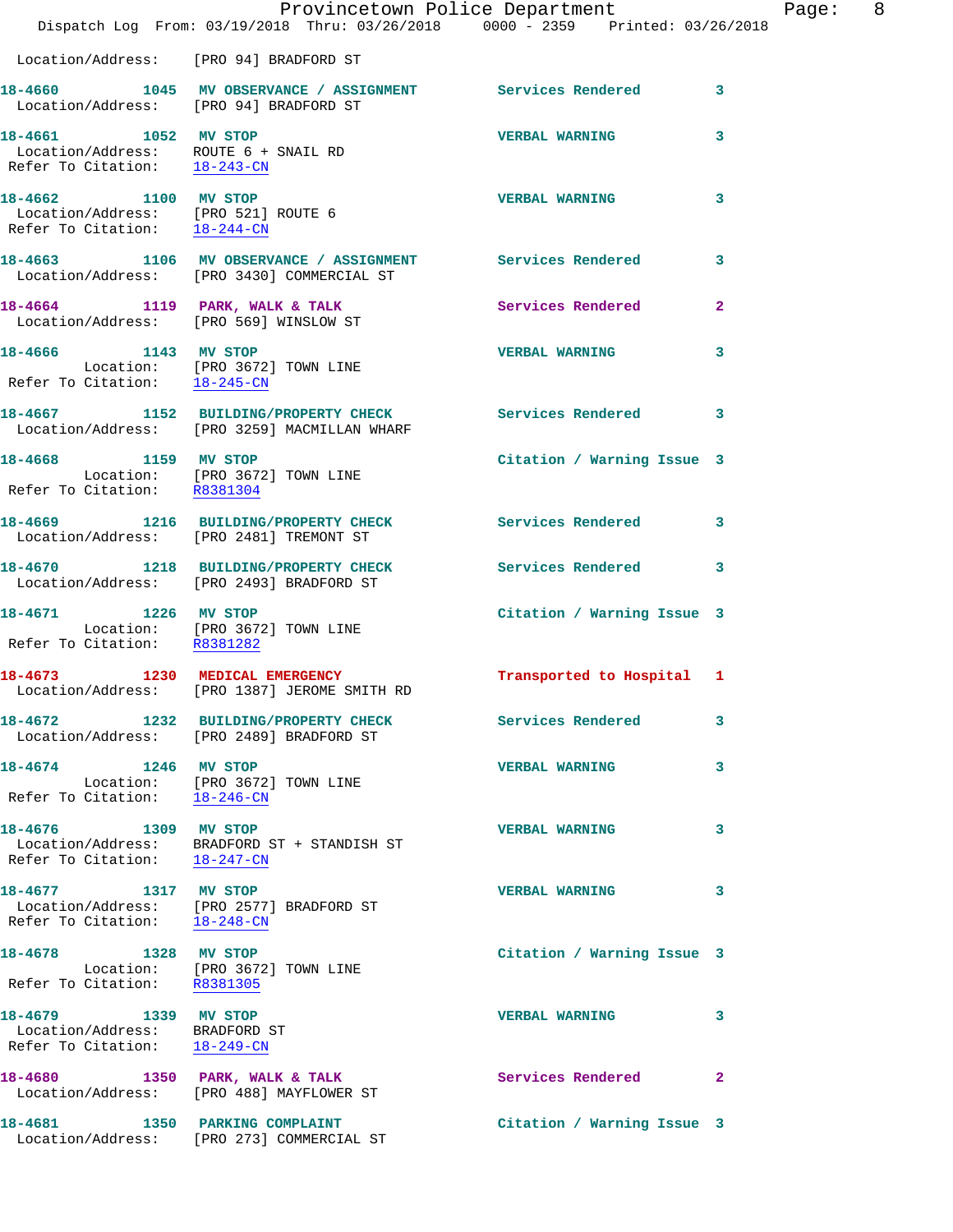Location/Address: [PRO 94] BRADFORD ST

**18-4660** 1045 **MV OBSERVANCE / ASSIGNMENT** Services Rendered 3
Location/Address: [PRO 94] BRADFORD ST

**18-4661** 1052 **MV STOP** VERBAL WARNING 3
Location/Address: ROUTE 6 + SNAIL RD
Refer To Citation: 18-243-CN

**18-4662** 1100 **MV STOP** VERBAL WARNING 3
Location/Address: [PRO 521] ROUTE 6
Refer To Citation: 18-244-CN

**18-4663** 1106 **MV OBSERVANCE / ASSIGNMENT** Services Rendered 3
Location/Address: [PRO 3430] COMMERCIAL ST

**18-4664** 1119 **PARK, WALK & TALK** Services Rendered 2
Location/Address: [PRO 569] WINSLOW ST

**18-4666** 1143 **MV STOP** VERBAL WARNING 3
Location: [PRO 3672] TOWN LINE
Refer To Citation: 18-245-CN

**18-4667** 1152 **BUILDING/PROPERTY CHECK** Services Rendered 3
Location/Address: [PRO 3259] MACMILLAN WHARF

**18-4668** 1159 **MV STOP** Citation / Warning Issue 3
Location: [PRO 3672] TOWN LINE
Refer To Citation: R8381304

**18-4669** 1216 **BUILDING/PROPERTY CHECK** Services Rendered 3
Location/Address: [PRO 2481] TREMONT ST

**18-4670** 1218 **BUILDING/PROPERTY CHECK** Services Rendered 3
Location/Address: [PRO 2493] BRADFORD ST

**18-4671** 1226 **MV STOP** Citation / Warning Issue 3
Location: [PRO 3672] TOWN LINE
Refer To Citation: R8381282

**18-4673** 1230 **MEDICAL EMERGENCY** Transported to Hospital 1
Location/Address: [PRO 1387] JEROME SMITH RD

**18-4672** 1232 **BUILDING/PROPERTY CHECK** Services Rendered 3
Location/Address: [PRO 2489] BRADFORD ST

**18-4674** 1246 **MV STOP** VERBAL WARNING 3
Location: [PRO 3672] TOWN LINE
Refer To Citation: 18-246-CN

**18-4676** 1309 **MV STOP** VERBAL WARNING 3
Location/Address: BRADFORD ST + STANDISH ST
Refer To Citation: 18-247-CN

**18-4677** 1317 **MV STOP** VERBAL WARNING 3
Location/Address: [PRO 2577] BRADFORD ST
Refer To Citation: 18-248-CN

**18-4678** 1328 **MV STOP** Citation / Warning Issue 3
Location: [PRO 3672] TOWN LINE
Refer To Citation: R8381305

**18-4679** 1339 **MV STOP** VERBAL WARNING 3
Location/Address: BRADFORD ST
Refer To Citation: 18-249-CN

**18-4680** 1350 **PARK, WALK & TALK** Services Rendered 2
Location/Address: [PRO 488] MAYFLOWER ST

**18-4681** 1350 **PARKING COMPLAINT** Citation / Warning Issue 3
Location/Address: [PRO 273] COMMERCIAL ST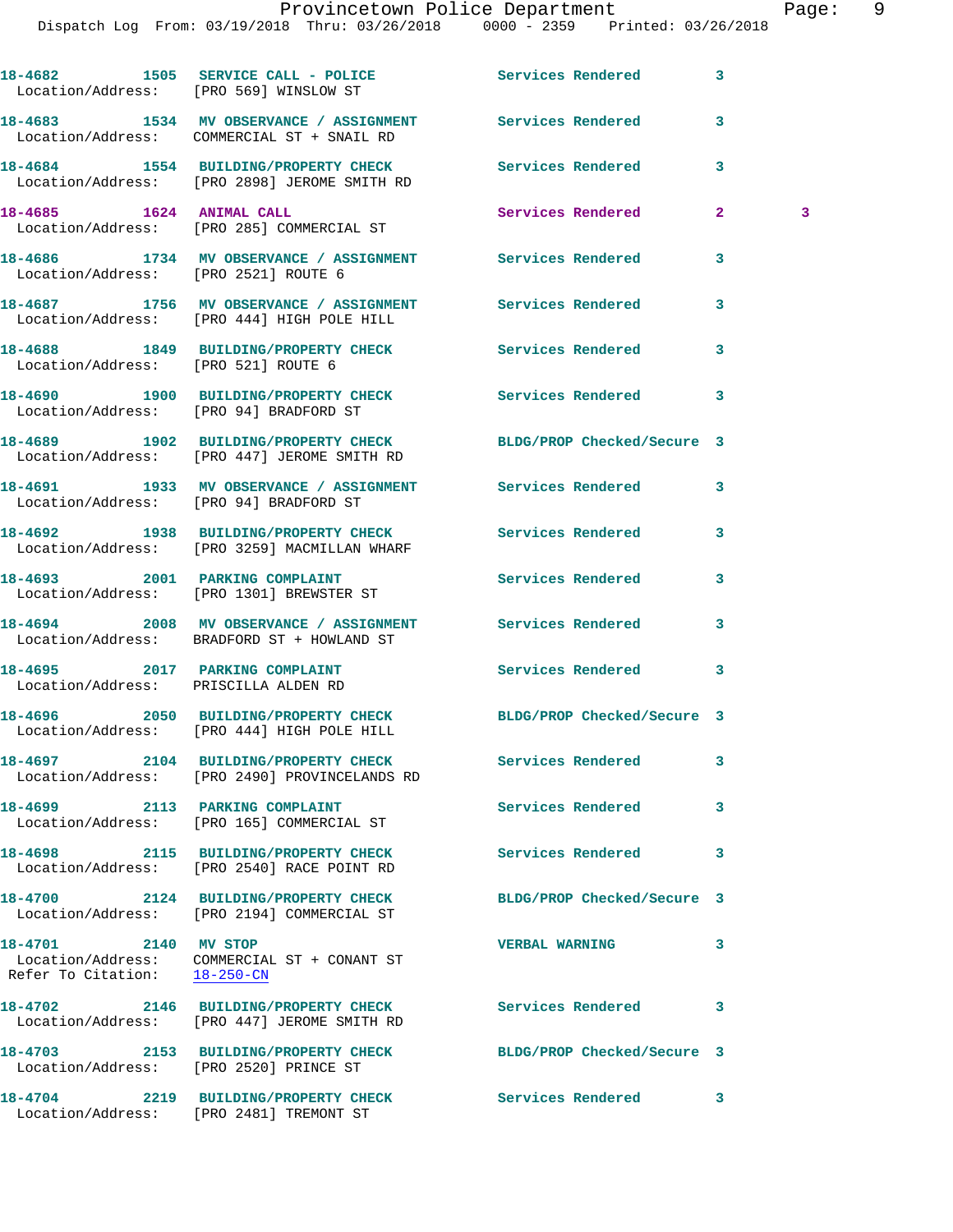18-4682 1505 SERVICE CALL - POLICE Services Rendered 3
Location/Address: [PRO 569] WINSLOW ST

18-4683 1534 MV OBSERVANCE / ASSIGNMENT Services Rendered 3
Location/Address: COMMERCIAL ST + SNAIL RD

18-4684 1554 BUILDING/PROPERTY CHECK Services Rendered 3
Location/Address: [PRO 2898] JEROME SMITH RD

18-4685 1624 ANIMAL CALL Services Rendered 2 3
Location/Address: [PRO 285] COMMERCIAL ST

18-4686 1734 MV OBSERVANCE / ASSIGNMENT Services Rendered 3
Location/Address: [PRO 2521] ROUTE 6

18-4687 1756 MV OBSERVANCE / ASSIGNMENT Services Rendered 3
Location/Address: [PRO 444] HIGH POLE HILL

18-4688 1849 BUILDING/PROPERTY CHECK Services Rendered 3
Location/Address: [PRO 521] ROUTE 6

18-4690 1900 BUILDING/PROPERTY CHECK Services Rendered 3
Location/Address: [PRO 94] BRADFORD ST

18-4689 1902 BUILDING/PROPERTY CHECK BLDG/PROP Checked/Secure 3
Location/Address: [PRO 447] JEROME SMITH RD

18-4691 1933 MV OBSERVANCE / ASSIGNMENT Services Rendered 3
Location/Address: [PRO 94] BRADFORD ST

18-4692 1938 BUILDING/PROPERTY CHECK Services Rendered 3
Location/Address: [PRO 3259] MACMILLAN WHARF

18-4693 2001 PARKING COMPLAINT Services Rendered 3
Location/Address: [PRO 1301] BREWSTER ST

18-4694 2008 MV OBSERVANCE / ASSIGNMENT Services Rendered 3
Location/Address: BRADFORD ST + HOWLAND ST

18-4695 2017 PARKING COMPLAINT Services Rendered 3
Location/Address: PRISCILLA ALDEN RD

18-4696 2050 BUILDING/PROPERTY CHECK BLDG/PROP Checked/Secure 3
Location/Address: [PRO 444] HIGH POLE HILL

18-4697 2104 BUILDING/PROPERTY CHECK Services Rendered 3
Location/Address: [PRO 2490] PROVINCELANDS RD

18-4699 2113 PARKING COMPLAINT Services Rendered 3
Location/Address: [PRO 165] COMMERCIAL ST

18-4698 2115 BUILDING/PROPERTY CHECK Services Rendered 3
Location/Address: [PRO 2540] RACE POINT RD

18-4700 2124 BUILDING/PROPERTY CHECK BLDG/PROP Checked/Secure 3
Location/Address: [PRO 2194] COMMERCIAL ST

18-4701 2140 MV STOP VERBAL WARNING 3
Location/Address: COMMERCIAL ST + CONANT ST
Refer To Citation: 18-250-CN

18-4702 2146 BUILDING/PROPERTY CHECK Services Rendered 3
Location/Address: [PRO 447] JEROME SMITH RD

18-4703 2153 BUILDING/PROPERTY CHECK BLDG/PROP Checked/Secure 3
Location/Address: [PRO 2520] PRINCE ST

18-4704 2219 BUILDING/PROPERTY CHECK Services Rendered 3
Location/Address: [PRO 2481] TREMONT ST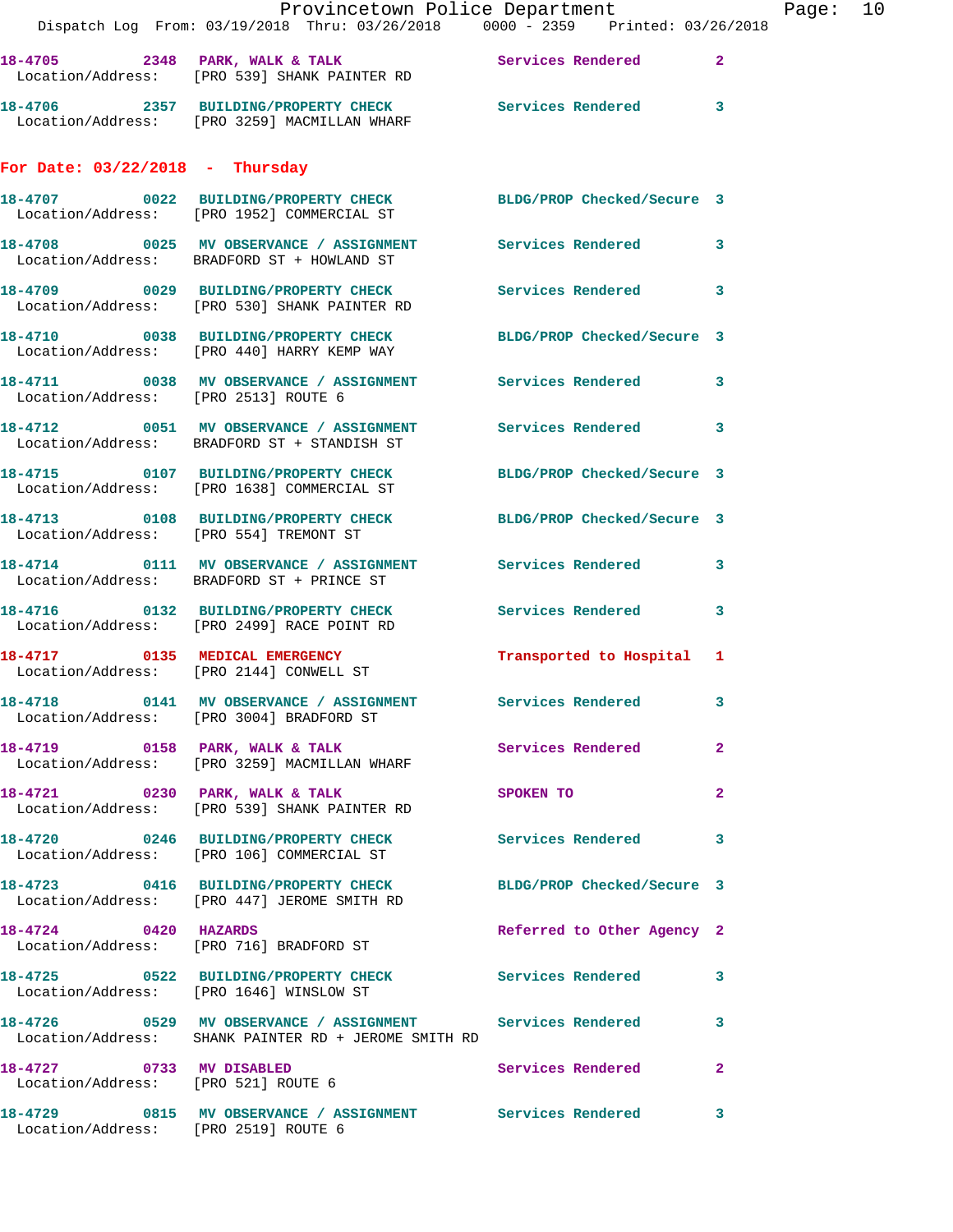18-4705 2348 PARK, WALK & TALK Services Rendered 2
Location/Address: [PRO 539] SHANK PAINTER RD

18-4706 2357 BUILDING/PROPERTY CHECK Services Rendered 3
Location/Address: [PRO 3259] MACMILLAN WHARF

**For Date: 03/22/2018 - Thursday**

18-4707 0022 BUILDING/PROPERTY CHECK BLDG/PROP Checked/Secure 3
Location/Address: [PRO 1952] COMMERCIAL ST

18-4708 0025 MV OBSERVANCE / ASSIGNMENT Services Rendered 3
Location/Address: BRADFORD ST + HOWLAND ST

18-4709 0029 BUILDING/PROPERTY CHECK Services Rendered 3
Location/Address: [PRO 530] SHANK PAINTER RD

18-4710 0038 BUILDING/PROPERTY CHECK BLDG/PROP Checked/Secure 3
Location/Address: [PRO 440] HARRY KEMP WAY

18-4711 0038 MV OBSERVANCE / ASSIGNMENT Services Rendered 3
Location/Address: [PRO 2513] ROUTE 6

18-4712 0051 MV OBSERVANCE / ASSIGNMENT Services Rendered 3
Location/Address: BRADFORD ST + STANDISH ST

18-4715 0107 BUILDING/PROPERTY CHECK BLDG/PROP Checked/Secure 3
Location/Address: [PRO 1638] COMMERCIAL ST

18-4713 0108 BUILDING/PROPERTY CHECK BLDG/PROP Checked/Secure 3
Location/Address: [PRO 554] TREMONT ST

18-4714 0111 MV OBSERVANCE / ASSIGNMENT Services Rendered 3
Location/Address: BRADFORD ST + PRINCE ST

18-4716 0132 BUILDING/PROPERTY CHECK Services Rendered 3
Location/Address: [PRO 2499] RACE POINT RD

18-4717 0135 MEDICAL EMERGENCY Transported to Hospital 1
Location/Address: [PRO 2144] CONWELL ST

18-4718 0141 MV OBSERVANCE / ASSIGNMENT Services Rendered 3
Location/Address: [PRO 3004] BRADFORD ST

18-4719 0158 PARK, WALK & TALK Services Rendered 2
Location/Address: [PRO 3259] MACMILLAN WHARF

18-4721 0230 PARK, WALK & TALK SPOKEN TO 2
Location/Address: [PRO 539] SHANK PAINTER RD

18-4720 0246 BUILDING/PROPERTY CHECK Services Rendered 3
Location/Address: [PRO 106] COMMERCIAL ST

18-4723 0416 BUILDING/PROPERTY CHECK BLDG/PROP Checked/Secure 3
Location/Address: [PRO 447] JEROME SMITH RD

18-4724 0420 HAZARDS Referred to Other Agency 2
Location/Address: [PRO 716] BRADFORD ST

18-4725 0522 BUILDING/PROPERTY CHECK Services Rendered 3
Location/Address: [PRO 1646] WINSLOW ST

18-4726 0529 MV OBSERVANCE / ASSIGNMENT Services Rendered 3
Location/Address: SHANK PAINTER RD + JEROME SMITH RD

18-4727 0733 MV DISABLED Services Rendered 2
Location/Address: [PRO 521] ROUTE 6

18-4729 0815 MV OBSERVANCE / ASSIGNMENT Services Rendered 3
Location/Address: [PRO 2519] ROUTE 6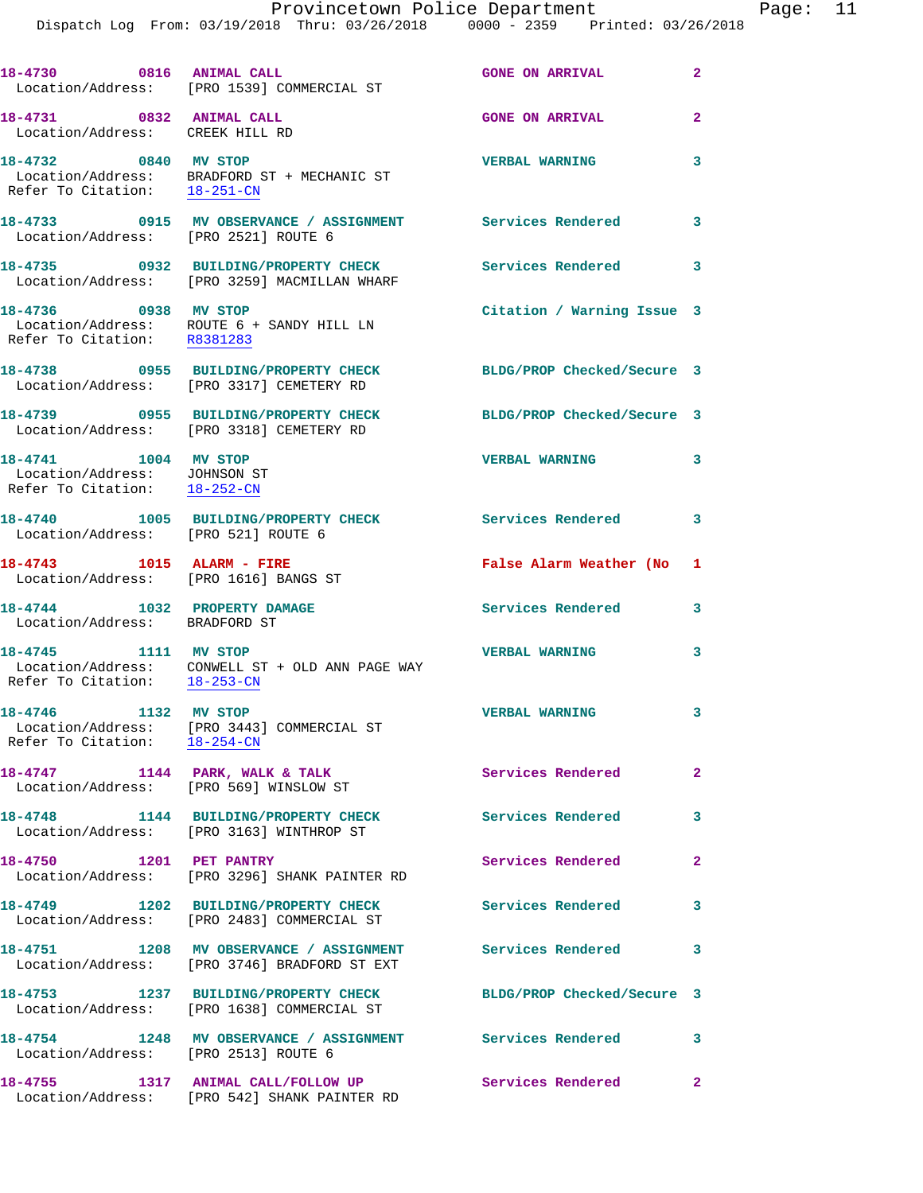| Call # | Time | Call Type | Disposition | Priority |
|---|---|---|---|---|
| 18-4730 | 0816 | ANIMAL CALL | GONE ON ARRIVAL | 2 |
| Location/Address: | | [PRO 1539] COMMERCIAL ST | | |
| 18-4731 | 0832 | ANIMAL CALL | GONE ON ARRIVAL | 2 |
| Location/Address: | | CREEK HILL RD | | |
| 18-4732 | 0840 | MV STOP | VERBAL WARNING | 3 |
| Location/Address: | | BRADFORD ST + MECHANIC ST | | |
| Refer To Citation: | | 18-251-CN | | |
| 18-4733 | 0915 | MV OBSERVANCE / ASSIGNMENT | Services Rendered | 3 |
| Location/Address: | | [PRO 2521] ROUTE 6 | | |
| 18-4735 | 0932 | BUILDING/PROPERTY CHECK | Services Rendered | 3 |
| Location/Address: | | [PRO 3259] MACMILLAN WHARF | | |
| 18-4736 | 0938 | MV STOP | Citation / Warning Issue | 3 |
| Location/Address: | | ROUTE 6 + SANDY HILL LN | | |
| Refer To Citation: | | R8381283 | | |
| 18-4738 | 0955 | BUILDING/PROPERTY CHECK | BLDG/PROP Checked/Secure | 3 |
| Location/Address: | | [PRO 3317] CEMETERY RD | | |
| 18-4739 | 0955 | BUILDING/PROPERTY CHECK | BLDG/PROP Checked/Secure | 3 |
| Location/Address: | | [PRO 3318] CEMETERY RD | | |
| 18-4741 | 1004 | MV STOP | VERBAL WARNING | 3 |
| Location/Address: | | JOHNSON ST | | |
| Refer To Citation: | | 18-252-CN | | |
| 18-4740 | 1005 | BUILDING/PROPERTY CHECK | Services Rendered | 3 |
| Location/Address: | | [PRO 521] ROUTE 6 | | |
| 18-4743 | 1015 | ALARM - FIRE | False Alarm Weather (No | 1 |
| Location/Address: | | [PRO 1616] BANGS ST | | |
| 18-4744 | 1032 | PROPERTY DAMAGE | Services Rendered | 3 |
| Location/Address: | | BRADFORD ST | | |
| 18-4745 | 1111 | MV STOP | VERBAL WARNING | 3 |
| Location/Address: | | CONWELL ST + OLD ANN PAGE WAY | | |
| Refer To Citation: | | 18-253-CN | | |
| 18-4746 | 1132 | MV STOP | VERBAL WARNING | 3 |
| Location/Address: | | [PRO 3443] COMMERCIAL ST | | |
| Refer To Citation: | | 18-254-CN | | |
| 18-4747 | 1144 | PARK, WALK & TALK | Services Rendered | 2 |
| Location/Address: | | [PRO 569] WINSLOW ST | | |
| 18-4748 | 1144 | BUILDING/PROPERTY CHECK | Services Rendered | 3 |
| Location/Address: | | [PRO 3163] WINTHROP ST | | |
| 18-4750 | 1201 | PET PANTRY | Services Rendered | 2 |
| Location/Address: | | [PRO 3296] SHANK PAINTER RD | | |
| 18-4749 | 1202 | BUILDING/PROPERTY CHECK | Services Rendered | 3 |
| Location/Address: | | [PRO 2483] COMMERCIAL ST | | |
| 18-4751 | 1208 | MV OBSERVANCE / ASSIGNMENT | Services Rendered | 3 |
| Location/Address: | | [PRO 3746] BRADFORD ST EXT | | |
| 18-4753 | 1237 | BUILDING/PROPERTY CHECK | BLDG/PROP Checked/Secure | 3 |
| Location/Address: | | [PRO 1638] COMMERCIAL ST | | |
| 18-4754 | 1248 | MV OBSERVANCE / ASSIGNMENT | Services Rendered | 3 |
| Location/Address: | | [PRO 2513] ROUTE 6 | | |
| 18-4755 | 1317 | ANIMAL CALL/FOLLOW UP | Services Rendered | 2 |
| Location/Address: | | [PRO 542] SHANK PAINTER RD | | |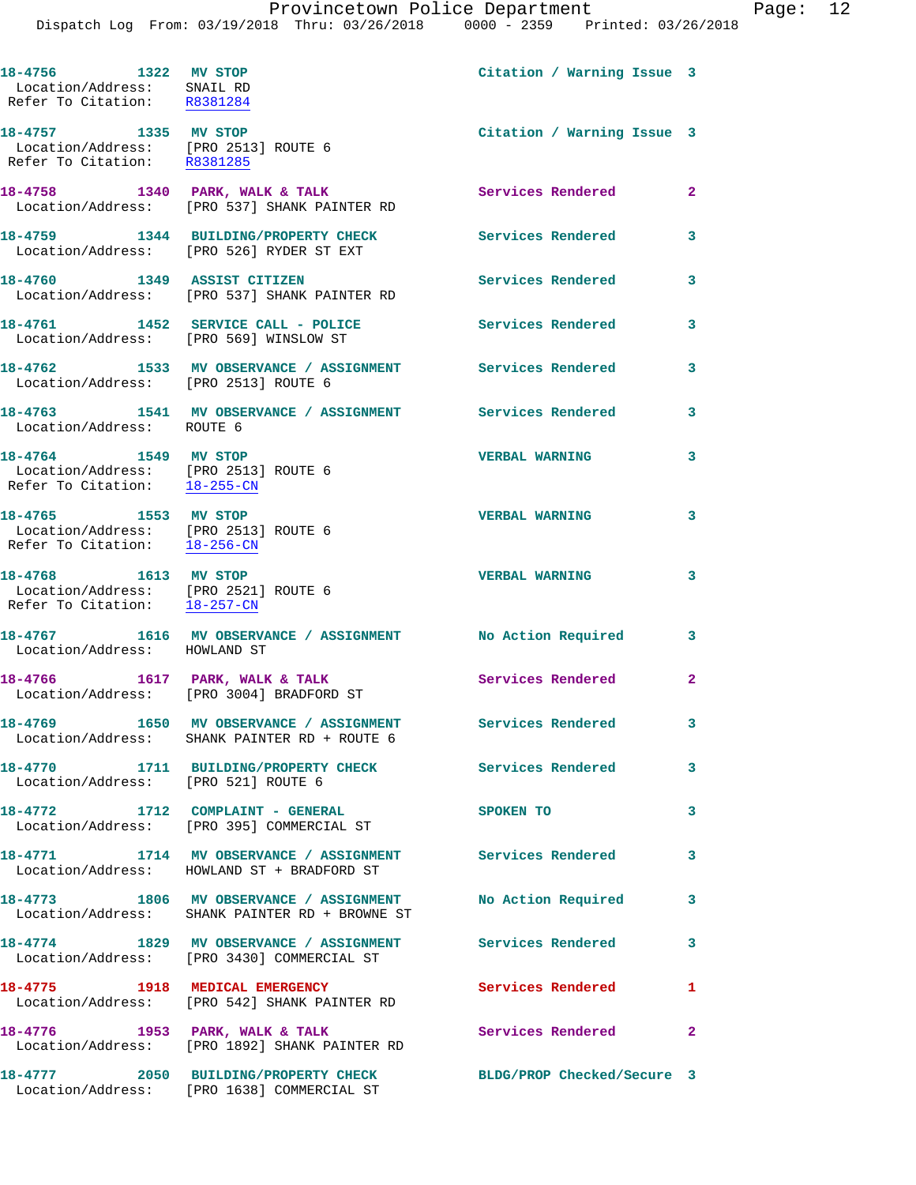18-4756 1322 MV STOP Citation / Warning Issue 3
Location/Address: SNAIL RD
Refer To Citation: R8381284

18-4757 1335 MV STOP Citation / Warning Issue 3
Location/Address: [PRO 2513] ROUTE 6
Refer To Citation: R8381285

18-4758 1340 PARK, WALK & TALK Services Rendered 2
Location/Address: [PRO 537] SHANK PAINTER RD

18-4759 1344 BUILDING/PROPERTY CHECK Services Rendered 3
Location/Address: [PRO 526] RYDER ST EXT

18-4760 1349 ASSIST CITIZEN Services Rendered 3
Location/Address: [PRO 537] SHANK PAINTER RD

18-4761 1452 SERVICE CALL - POLICE Services Rendered 3
Location/Address: [PRO 569] WINSLOW ST

18-4762 1533 MV OBSERVANCE / ASSIGNMENT Services Rendered 3
Location/Address: [PRO 2513] ROUTE 6

18-4763 1541 MV OBSERVANCE / ASSIGNMENT Services Rendered 3
Location/Address: ROUTE 6

18-4764 1549 MV STOP VERBAL WARNING 3
Location/Address: [PRO 2513] ROUTE 6
Refer To Citation: 18-255-CN

18-4765 1553 MV STOP VERBAL WARNING 3
Location/Address: [PRO 2513] ROUTE 6
Refer To Citation: 18-256-CN

18-4768 1613 MV STOP VERBAL WARNING 3
Location/Address: [PRO 2521] ROUTE 6
Refer To Citation: 18-257-CN

18-4767 1616 MV OBSERVANCE / ASSIGNMENT No Action Required 3
Location/Address: HOWLAND ST

18-4766 1617 PARK, WALK & TALK Services Rendered 2
Location/Address: [PRO 3004] BRADFORD ST

18-4769 1650 MV OBSERVANCE / ASSIGNMENT Services Rendered 3
Location/Address: SHANK PAINTER RD + ROUTE 6

18-4770 1711 BUILDING/PROPERTY CHECK Services Rendered 3
Location/Address: [PRO 521] ROUTE 6

18-4772 1712 COMPLAINT - GENERAL SPOKEN TO 3
Location/Address: [PRO 395] COMMERCIAL ST

18-4771 1714 MV OBSERVANCE / ASSIGNMENT Services Rendered 3
Location/Address: HOWLAND ST + BRADFORD ST

18-4773 1806 MV OBSERVANCE / ASSIGNMENT No Action Required 3
Location/Address: SHANK PAINTER RD + BROWNE ST

18-4774 1829 MV OBSERVANCE / ASSIGNMENT Services Rendered 3
Location/Address: [PRO 3430] COMMERCIAL ST

18-4775 1918 MEDICAL EMERGENCY Services Rendered 1
Location/Address: [PRO 542] SHANK PAINTER RD

18-4776 1953 PARK, WALK & TALK Services Rendered 2
Location/Address: [PRO 1892] SHANK PAINTER RD

18-4777 2050 BUILDING/PROPERTY CHECK BLDG/PROP Checked/Secure 3
Location/Address: [PRO 1638] COMMERCIAL ST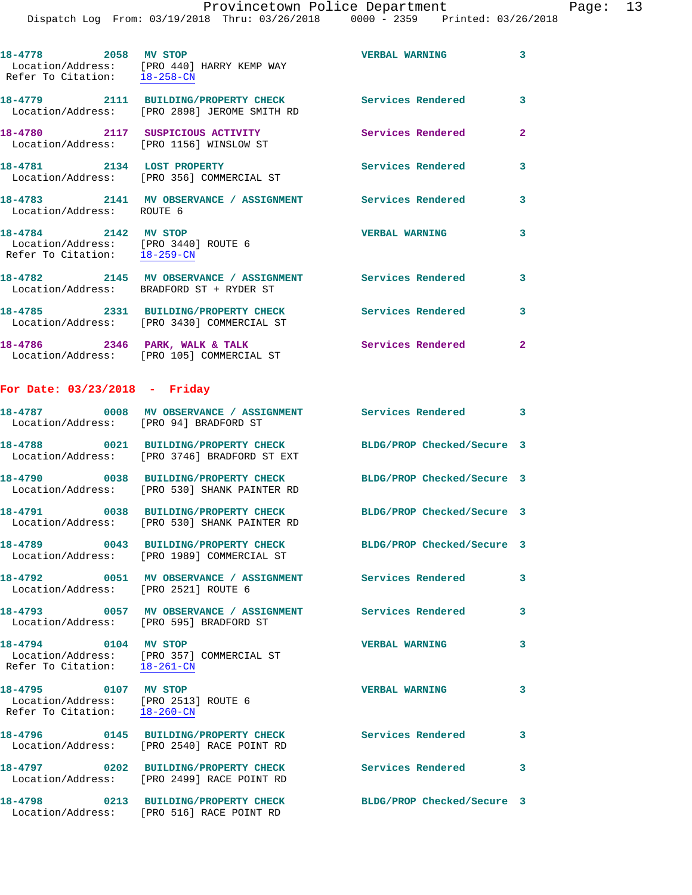18-4778 2058 MV STOP VERBAL WARNING 3
Location/Address: [PRO 440] HARRY KEMP WAY
Refer To Citation: 18-258-CN

18-4779 2111 BUILDING/PROPERTY CHECK Services Rendered 3
Location/Address: [PRO 2898] JEROME SMITH RD

18-4780 2117 SUSPICIOUS ACTIVITY Services Rendered 2
Location/Address: [PRO 1156] WINSLOW ST

18-4781 2134 LOST PROPERTY Services Rendered 3
Location/Address: [PRO 356] COMMERCIAL ST

18-4783 2141 MV OBSERVANCE / ASSIGNMENT Services Rendered 3
Location/Address: ROUTE 6

18-4784 2142 MV STOP VERBAL WARNING 3
Location/Address: [PRO 3440] ROUTE 6
Refer To Citation: 18-259-CN

18-4782 2145 MV OBSERVANCE / ASSIGNMENT Services Rendered 3
Location/Address: BRADFORD ST + RYDER ST

18-4785 2331 BUILDING/PROPERTY CHECK Services Rendered 3
Location/Address: [PRO 3430] COMMERCIAL ST

18-4786 2346 PARK, WALK & TALK Services Rendered 2
Location/Address: [PRO 105] COMMERCIAL ST

## For Date: 03/23/2018 - Friday

18-4787 0008 MV OBSERVANCE / ASSIGNMENT Services Rendered 3
Location/Address: [PRO 94] BRADFORD ST

18-4788 0021 BUILDING/PROPERTY CHECK BLDG/PROP Checked/Secure 3
Location/Address: [PRO 3746] BRADFORD ST EXT

18-4790 0038 BUILDING/PROPERTY CHECK BLDG/PROP Checked/Secure 3
Location/Address: [PRO 530] SHANK PAINTER RD

18-4791 0038 BUILDING/PROPERTY CHECK BLDG/PROP Checked/Secure 3
Location/Address: [PRO 530] SHANK PAINTER RD

18-4789 0043 BUILDING/PROPERTY CHECK BLDG/PROP Checked/Secure 3
Location/Address: [PRO 1989] COMMERCIAL ST

18-4792 0051 MV OBSERVANCE / ASSIGNMENT Services Rendered 3
Location/Address: [PRO 2521] ROUTE 6

18-4793 0057 MV OBSERVANCE / ASSIGNMENT Services Rendered 3
Location/Address: [PRO 595] BRADFORD ST

18-4794 0104 MV STOP VERBAL WARNING 3
Location/Address: [PRO 357] COMMERCIAL ST
Refer To Citation: 18-261-CN

18-4795 0107 MV STOP VERBAL WARNING 3
Location/Address: [PRO 2513] ROUTE 6
Refer To Citation: 18-260-CN

18-4796 0145 BUILDING/PROPERTY CHECK Services Rendered 3
Location/Address: [PRO 2540] RACE POINT RD

18-4797 0202 BUILDING/PROPERTY CHECK Services Rendered 3
Location/Address: [PRO 2499] RACE POINT RD

18-4798 0213 BUILDING/PROPERTY CHECK BLDG/PROP Checked/Secure 3
Location/Address: [PRO 516] RACE POINT RD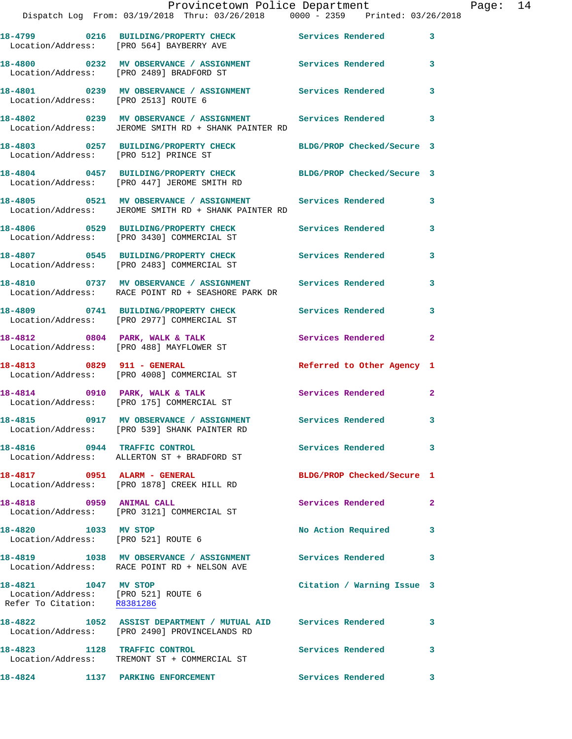18-4799 0216 BUILDING/PROPERTY CHECK Services Rendered 3
Location/Address: [PRO 564] BAYBERRY AVE

18-4800 0232 MV OBSERVANCE / ASSIGNMENT Services Rendered 3
Location/Address: [PRO 2489] BRADFORD ST

18-4801 0239 MV OBSERVANCE / ASSIGNMENT Services Rendered 3
Location/Address: [PRO 2513] ROUTE 6

18-4802 0239 MV OBSERVANCE / ASSIGNMENT Services Rendered 3
Location/Address: JEROME SMITH RD + SHANK PAINTER RD

18-4803 0257 BUILDING/PROPERTY CHECK BLDG/PROP Checked/Secure 3
Location/Address: [PRO 512] PRINCE ST

18-4804 0457 BUILDING/PROPERTY CHECK BLDG/PROP Checked/Secure 3
Location/Address: [PRO 447] JEROME SMITH RD

18-4805 0521 MV OBSERVANCE / ASSIGNMENT Services Rendered 3
Location/Address: JEROME SMITH RD + SHANK PAINTER RD

18-4806 0529 BUILDING/PROPERTY CHECK Services Rendered 3
Location/Address: [PRO 3430] COMMERCIAL ST

18-4807 0545 BUILDING/PROPERTY CHECK Services Rendered 3
Location/Address: [PRO 2483] COMMERCIAL ST

18-4810 0737 MV OBSERVANCE / ASSIGNMENT Services Rendered 3
Location/Address: RACE POINT RD + SEASHORE PARK DR

18-4809 0741 BUILDING/PROPERTY CHECK Services Rendered 3
Location/Address: [PRO 2977] COMMERCIAL ST

18-4812 0804 PARK, WALK & TALK Services Rendered 2
Location/Address: [PRO 488] MAYFLOWER ST

18-4813 0829 911 - GENERAL Referred to Other Agency 1
Location/Address: [PRO 4008] COMMERCIAL ST

18-4814 0910 PARK, WALK & TALK Services Rendered 2
Location/Address: [PRO 175] COMMERCIAL ST

18-4815 0917 MV OBSERVANCE / ASSIGNMENT Services Rendered 3
Location/Address: [PRO 539] SHANK PAINTER RD

18-4816 0944 TRAFFIC CONTROL Services Rendered 3
Location/Address: ALLERTON ST + BRADFORD ST

18-4817 0951 ALARM - GENERAL BLDG/PROP Checked/Secure 1
Location/Address: [PRO 1878] CREEK HILL RD

18-4818 0959 ANIMAL CALL Services Rendered 2
Location/Address: [PRO 3121] COMMERCIAL ST

18-4820 1033 MV STOP No Action Required 3
Location/Address: [PRO 521] ROUTE 6

18-4819 1038 MV OBSERVANCE / ASSIGNMENT Services Rendered 3
Location/Address: RACE POINT RD + NELSON AVE

18-4821 1047 MV STOP Citation / Warning Issue 3
Location/Address: [PRO 521] ROUTE 6
Refer To Citation: R8381286

18-4822 1052 ASSIST DEPARTMENT / MUTUAL AID Services Rendered 3
Location/Address: [PRO 2490] PROVINCELANDS RD

18-4823 1128 TRAFFIC CONTROL Services Rendered 3
Location/Address: TREMONT ST + COMMERCIAL ST

18-4824 1137 PARKING ENFORCEMENT Services Rendered 3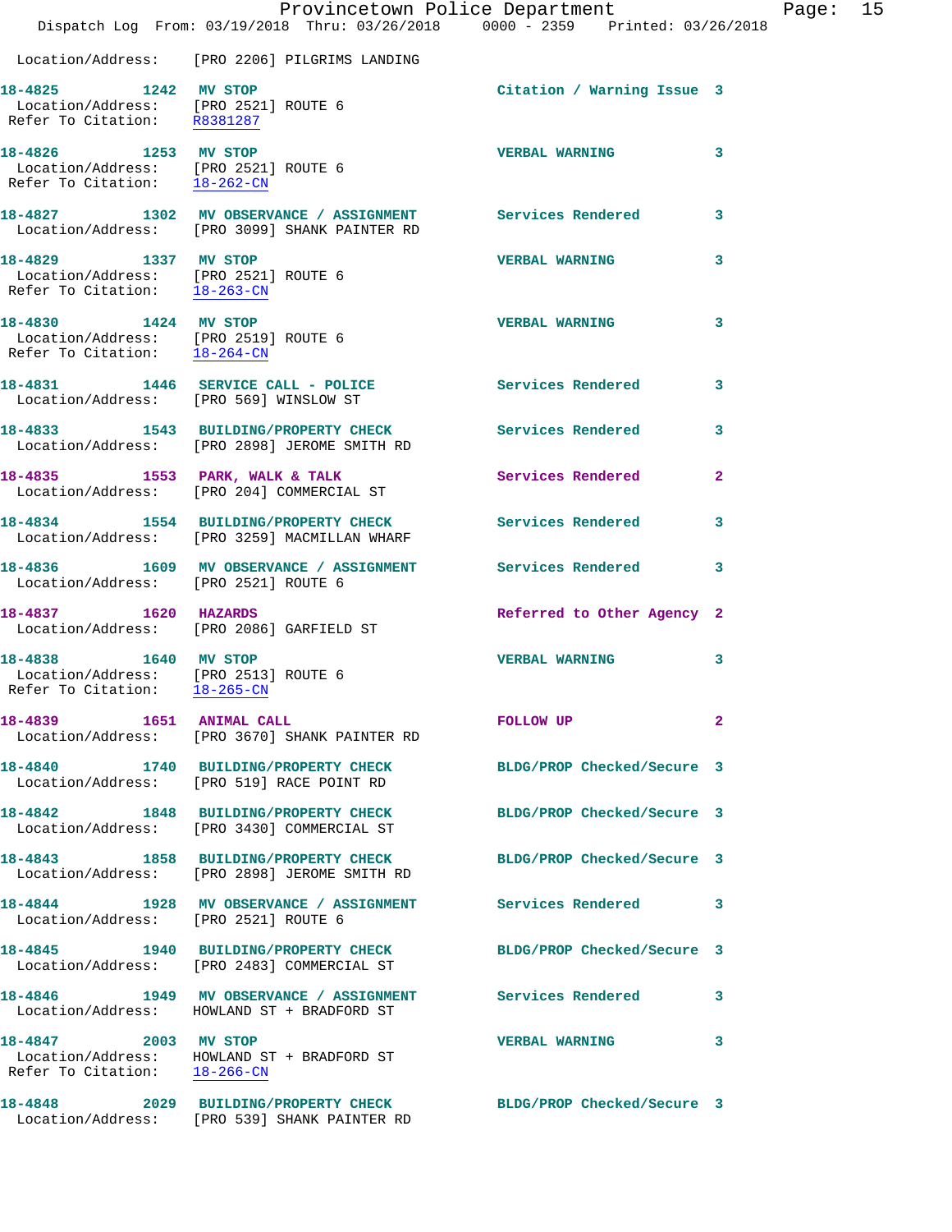Location/Address: [PRO 2206] PILGRIMS LANDING

**18-4825 1242 MV STOP** Citation / Warning Issue 3
Location/Address: [PRO 2521] ROUTE 6
Refer To Citation: R8381287

**18-4826 1253 MV STOP** VERBAL WARNING 3
Location/Address: [PRO 2521] ROUTE 6
Refer To Citation: 18-262-CN

**18-4827 1302 MV OBSERVANCE / ASSIGNMENT** Services Rendered 3
Location/Address: [PRO 3099] SHANK PAINTER RD

**18-4829 1337 MV STOP** VERBAL WARNING 3
Location/Address: [PRO 2521] ROUTE 6
Refer To Citation: 18-263-CN

**18-4830 1424 MV STOP** VERBAL WARNING 3
Location/Address: [PRO 2519] ROUTE 6
Refer To Citation: 18-264-CN

**18-4831 1446 SERVICE CALL - POLICE** Services Rendered 3
Location/Address: [PRO 569] WINSLOW ST

**18-4833 1543 BUILDING/PROPERTY CHECK** Services Rendered 3
Location/Address: [PRO 2898] JEROME SMITH RD

**18-4835 1553 PARK, WALK & TALK** Services Rendered 2
Location/Address: [PRO 204] COMMERCIAL ST

**18-4834 1554 BUILDING/PROPERTY CHECK** Services Rendered 3
Location/Address: [PRO 3259] MACMILLAN WHARF

**18-4836 1609 MV OBSERVANCE / ASSIGNMENT** Services Rendered 3
Location/Address: [PRO 2521] ROUTE 6

**18-4837 1620 HAZARDS** Referred to Other Agency 2
Location/Address: [PRO 2086] GARFIELD ST

**18-4838 1640 MV STOP** VERBAL WARNING 3
Location/Address: [PRO 2513] ROUTE 6
Refer To Citation: 18-265-CN

**18-4839 1651 ANIMAL CALL** FOLLOW UP 2
Location/Address: [PRO 3670] SHANK PAINTER RD

**18-4840 1740 BUILDING/PROPERTY CHECK** BLDG/PROP Checked/Secure 3
Location/Address: [PRO 519] RACE POINT RD

**18-4842 1848 BUILDING/PROPERTY CHECK** BLDG/PROP Checked/Secure 3
Location/Address: [PRO 3430] COMMERCIAL ST

**18-4843 1858 BUILDING/PROPERTY CHECK** BLDG/PROP Checked/Secure 3
Location/Address: [PRO 2898] JEROME SMITH RD

**18-4844 1928 MV OBSERVANCE / ASSIGNMENT** Services Rendered 3
Location/Address: [PRO 2521] ROUTE 6

**18-4845 1940 BUILDING/PROPERTY CHECK** BLDG/PROP Checked/Secure 3
Location/Address: [PRO 2483] COMMERCIAL ST

**18-4846 1949 MV OBSERVANCE / ASSIGNMENT** Services Rendered 3
Location/Address: HOWLAND ST + BRADFORD ST

**18-4847 2003 MV STOP** VERBAL WARNING 3
Location/Address: HOWLAND ST + BRADFORD ST
Refer To Citation: 18-266-CN

**18-4848 2029 BUILDING/PROPERTY CHECK** BLDG/PROP Checked/Secure 3
Location/Address: [PRO 539] SHANK PAINTER RD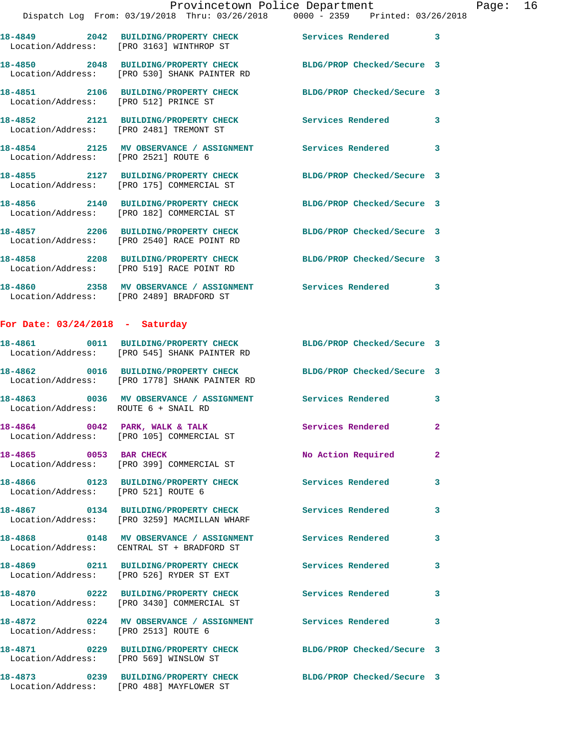18-4849 2042 BUILDING/PROPERTY CHECK Services Rendered 3
Location/Address: [PRO 3163] WINTHROP ST

18-4850 2048 BUILDING/PROPERTY CHECK BLDG/PROP Checked/Secure 3
Location/Address: [PRO 530] SHANK PAINTER RD

18-4851 2106 BUILDING/PROPERTY CHECK BLDG/PROP Checked/Secure 3
Location/Address: [PRO 512] PRINCE ST

18-4852 2121 BUILDING/PROPERTY CHECK Services Rendered 3
Location/Address: [PRO 2481] TREMONT ST

18-4854 2125 MV OBSERVANCE / ASSIGNMENT Services Rendered 3
Location/Address: [PRO 2521] ROUTE 6

18-4855 2127 BUILDING/PROPERTY CHECK BLDG/PROP Checked/Secure 3
Location/Address: [PRO 175] COMMERCIAL ST

18-4856 2140 BUILDING/PROPERTY CHECK BLDG/PROP Checked/Secure 3
Location/Address: [PRO 182] COMMERCIAL ST

18-4857 2206 BUILDING/PROPERTY CHECK BLDG/PROP Checked/Secure 3
Location/Address: [PRO 2540] RACE POINT RD

18-4858 2208 BUILDING/PROPERTY CHECK BLDG/PROP Checked/Secure 3
Location/Address: [PRO 519] RACE POINT RD

18-4860 2358 MV OBSERVANCE / ASSIGNMENT Services Rendered 3
Location/Address: [PRO 2489] BRADFORD ST

## For Date: 03/24/2018 - Saturday

18-4861 0011 BUILDING/PROPERTY CHECK BLDG/PROP Checked/Secure 3
Location/Address: [PRO 545] SHANK PAINTER RD

18-4862 0016 BUILDING/PROPERTY CHECK BLDG/PROP Checked/Secure 3
Location/Address: [PRO 1778] SHANK PAINTER RD

18-4863 0036 MV OBSERVANCE / ASSIGNMENT Services Rendered 3
Location/Address: ROUTE 6 + SNAIL RD

18-4864 0042 PARK, WALK & TALK Services Rendered 2
Location/Address: [PRO 105] COMMERCIAL ST

18-4865 0053 BAR CHECK No Action Required 2
Location/Address: [PRO 399] COMMERCIAL ST

18-4866 0123 BUILDING/PROPERTY CHECK Services Rendered 3
Location/Address: [PRO 521] ROUTE 6

18-4867 0134 BUILDING/PROPERTY CHECK Services Rendered 3
Location/Address: [PRO 3259] MACMILLAN WHARF

18-4868 0148 MV OBSERVANCE / ASSIGNMENT Services Rendered 3
Location/Address: CENTRAL ST + BRADFORD ST

18-4869 0211 BUILDING/PROPERTY CHECK Services Rendered 3
Location/Address: [PRO 526] RYDER ST EXT

18-4870 0222 BUILDING/PROPERTY CHECK Services Rendered 3
Location/Address: [PRO 3430] COMMERCIAL ST

18-4872 0224 MV OBSERVANCE / ASSIGNMENT Services Rendered 3
Location/Address: [PRO 2513] ROUTE 6

18-4871 0229 BUILDING/PROPERTY CHECK BLDG/PROP Checked/Secure 3
Location/Address: [PRO 569] WINSLOW ST

18-4873 0239 BUILDING/PROPERTY CHECK BLDG/PROP Checked/Secure 3
Location/Address: [PRO 488] MAYFLOWER ST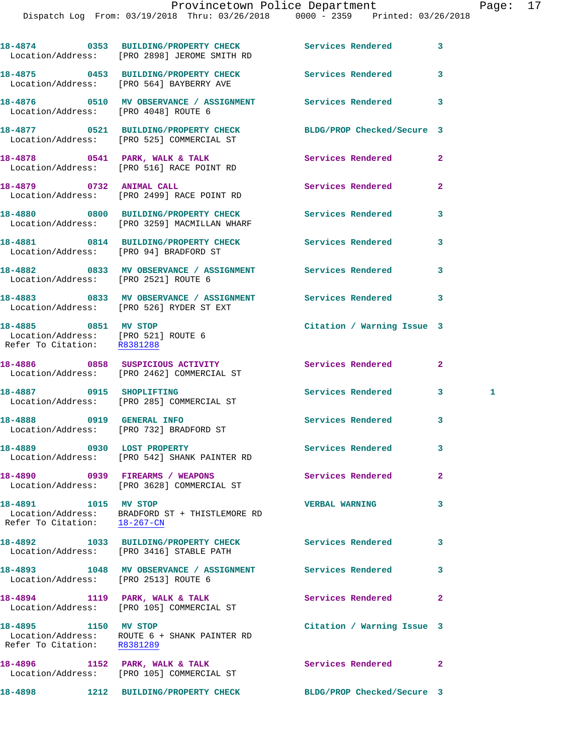18-4874 0353 BUILDING/PROPERTY CHECK Services Rendered 3
Location/Address: [PRO 2898] JEROME SMITH RD

18-4875 0453 BUILDING/PROPERTY CHECK Services Rendered 3
Location/Address: [PRO 564] BAYBERRY AVE

18-4876 0510 MV OBSERVANCE / ASSIGNMENT Services Rendered 3
Location/Address: [PRO 4048] ROUTE 6

18-4877 0521 BUILDING/PROPERTY CHECK BLDG/PROP Checked/Secure 3
Location/Address: [PRO 525] COMMERCIAL ST

18-4878 0541 PARK, WALK & TALK Services Rendered 2
Location/Address: [PRO 516] RACE POINT RD

18-4879 0732 ANIMAL CALL Services Rendered 2
Location/Address: [PRO 2499] RACE POINT RD

18-4880 0800 BUILDING/PROPERTY CHECK Services Rendered 3
Location/Address: [PRO 3259] MACMILLAN WHARF

18-4881 0814 BUILDING/PROPERTY CHECK Services Rendered 3
Location/Address: [PRO 94] BRADFORD ST

18-4882 0833 MV OBSERVANCE / ASSIGNMENT Services Rendered 3
Location/Address: [PRO 2521] ROUTE 6

18-4883 0833 MV OBSERVANCE / ASSIGNMENT Services Rendered 3
Location/Address: [PRO 526] RYDER ST EXT

18-4885 0851 MV STOP Citation / Warning Issue 3
Location/Address: [PRO 521] ROUTE 6
Refer To Citation: R8381288

18-4886 0858 SUSPICIOUS ACTIVITY Services Rendered 2
Location/Address: [PRO 2462] COMMERCIAL ST

18-4887 0915 SHOPLIFTING Services Rendered 3 1
Location/Address: [PRO 285] COMMERCIAL ST

18-4888 0919 GENERAL INFO Services Rendered 3
Location/Address: [PRO 732] BRADFORD ST

18-4889 0930 LOST PROPERTY Services Rendered 3
Location/Address: [PRO 542] SHANK PAINTER RD

18-4890 0939 FIREARMS / WEAPONS Services Rendered 2
Location/Address: [PRO 3628] COMMERCIAL ST

18-4891 1015 MV STOP VERBAL WARNING 3
Location/Address: BRADFORD ST + THISTLEMORE RD
Refer To Citation: 18-267-CN

18-4892 1033 BUILDING/PROPERTY CHECK Services Rendered 3
Location/Address: [PRO 3416] STABLE PATH

18-4893 1048 MV OBSERVANCE / ASSIGNMENT Services Rendered 3
Location/Address: [PRO 2513] ROUTE 6

18-4894 1119 PARK, WALK & TALK Services Rendered 2
Location/Address: [PRO 105] COMMERCIAL ST

18-4895 1150 MV STOP Citation / Warning Issue 3
Location/Address: ROUTE 6 + SHANK PAINTER RD
Refer To Citation: R8381289

18-4896 1152 PARK, WALK & TALK Services Rendered 2
Location/Address: [PRO 105] COMMERCIAL ST

18-4898 1212 BUILDING/PROPERTY CHECK BLDG/PROP Checked/Secure 3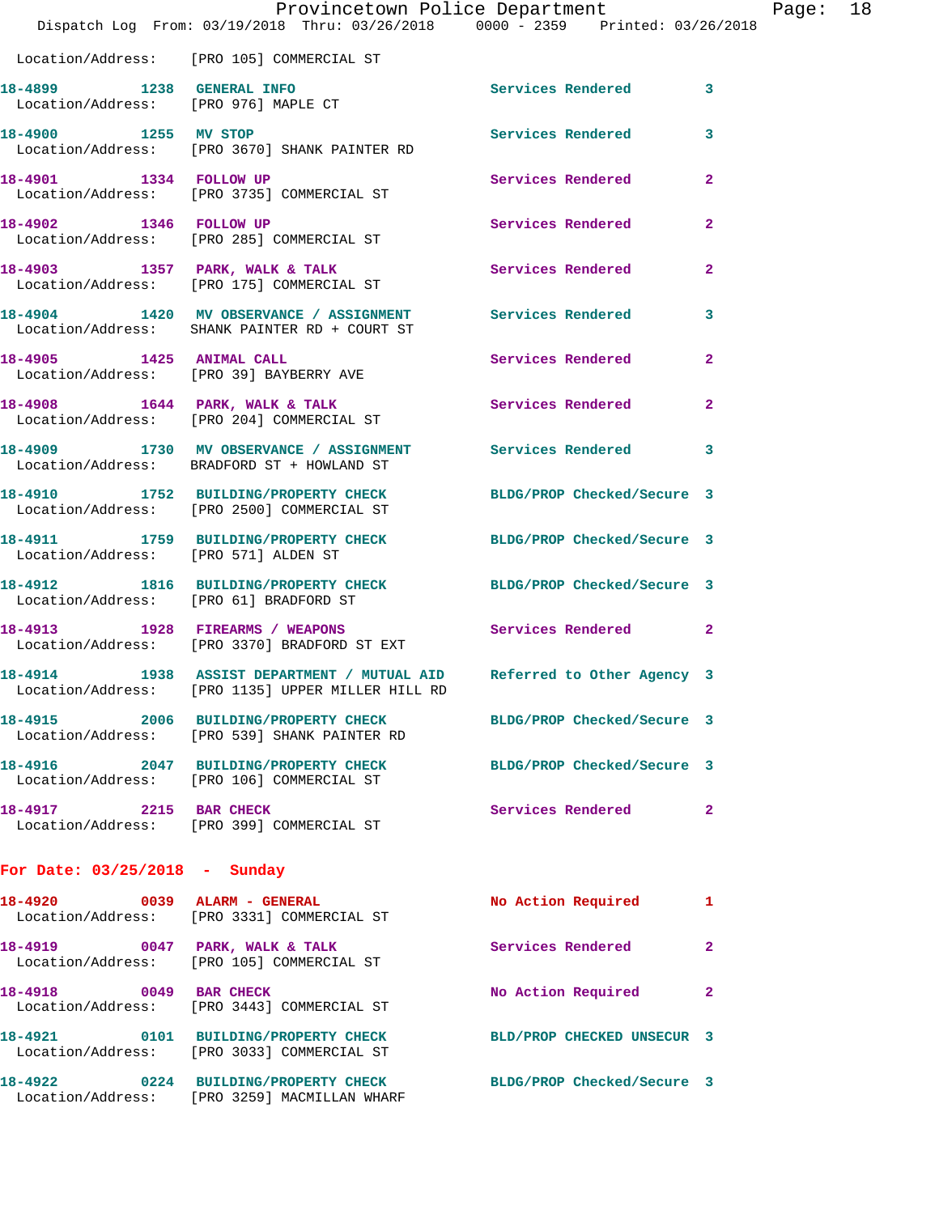Location/Address: [PRO 105] COMMERCIAL ST

| Call # | Time | Call Reason | Action | Priority |
|---|---|---|---|---|
| 18-4899 | 1238 | GENERAL INFO | Services Rendered | 3 |
| | | Location/Address: [PRO 976] MAPLE CT | | |
| 18-4900 | 1255 | MV STOP | Services Rendered | 3 |
| | | Location/Address: [PRO 3670] SHANK PAINTER RD | | |
| 18-4901 | 1334 | FOLLOW UP | Services Rendered | 2 |
| | | Location/Address: [PRO 3735] COMMERCIAL ST | | |
| 18-4902 | 1346 | FOLLOW UP | Services Rendered | 2 |
| | | Location/Address: [PRO 285] COMMERCIAL ST | | |
| 18-4903 | 1357 | PARK, WALK & TALK | Services Rendered | 2 |
| | | Location/Address: [PRO 175] COMMERCIAL ST | | |
| 18-4904 | 1420 | MV OBSERVANCE / ASSIGNMENT | Services Rendered | 3 |
| | | Location/Address: SHANK PAINTER RD + COURT ST | | |
| 18-4905 | 1425 | ANIMAL CALL | Services Rendered | 2 |
| | | Location/Address: [PRO 39] BAYBERRY AVE | | |
| 18-4908 | 1644 | PARK, WALK & TALK | Services Rendered | 2 |
| | | Location/Address: [PRO 204] COMMERCIAL ST | | |
| 18-4909 | 1730 | MV OBSERVANCE / ASSIGNMENT | Services Rendered | 3 |
| | | Location/Address: BRADFORD ST + HOWLAND ST | | |
| 18-4910 | 1752 | BUILDING/PROPERTY CHECK | BLDG/PROP Checked/Secure | 3 |
| | | Location/Address: [PRO 2500] COMMERCIAL ST | | |
| 18-4911 | 1759 | BUILDING/PROPERTY CHECK | BLDG/PROP Checked/Secure | 3 |
| | | Location/Address: [PRO 571] ALDEN ST | | |
| 18-4912 | 1816 | BUILDING/PROPERTY CHECK | BLDG/PROP Checked/Secure | 3 |
| | | Location/Address: [PRO 61] BRADFORD ST | | |
| 18-4913 | 1928 | FIREARMS / WEAPONS | Services Rendered | 2 |
| | | Location/Address: [PRO 3370] BRADFORD ST EXT | | |
| 18-4914 | 1938 | ASSIST DEPARTMENT / MUTUAL AID | Referred to Other Agency | 3 |
| | | Location/Address: [PRO 1135] UPPER MILLER HILL RD | | |
| 18-4915 | 2006 | BUILDING/PROPERTY CHECK | BLDG/PROP Checked/Secure | 3 |
| | | Location/Address: [PRO 539] SHANK PAINTER RD | | |
| 18-4916 | 2047 | BUILDING/PROPERTY CHECK | BLDG/PROP Checked/Secure | 3 |
| | | Location/Address: [PRO 106] COMMERCIAL ST | | |
| 18-4917 | 2215 | BAR CHECK | Services Rendered | 2 |
| | | Location/Address: [PRO 399] COMMERCIAL ST | | |

## For Date: 03/25/2018 - Sunday

| Call # | Time | Call Reason | Action | Priority |
|---|---|---|---|---|
| 18-4920 | 0039 | ALARM - GENERAL | No Action Required | 1 |
| | | Location/Address: [PRO 3331] COMMERCIAL ST | | |
| 18-4919 | 0047 | PARK, WALK & TALK | Services Rendered | 2 |
| | | Location/Address: [PRO 105] COMMERCIAL ST | | |
| 18-4918 | 0049 | BAR CHECK | No Action Required | 2 |
| | | Location/Address: [PRO 3443] COMMERCIAL ST | | |
| 18-4921 | 0101 | BUILDING/PROPERTY CHECK | BLD/PROP CHECKED UNSECUR | 3 |
| | | Location/Address: [PRO 3033] COMMERCIAL ST | | |
| 18-4922 | 0224 | BUILDING/PROPERTY CHECK | BLDG/PROP Checked/Secure | 3 |
| | | Location/Address: [PRO 3259] MACMILLAN WHARF | | |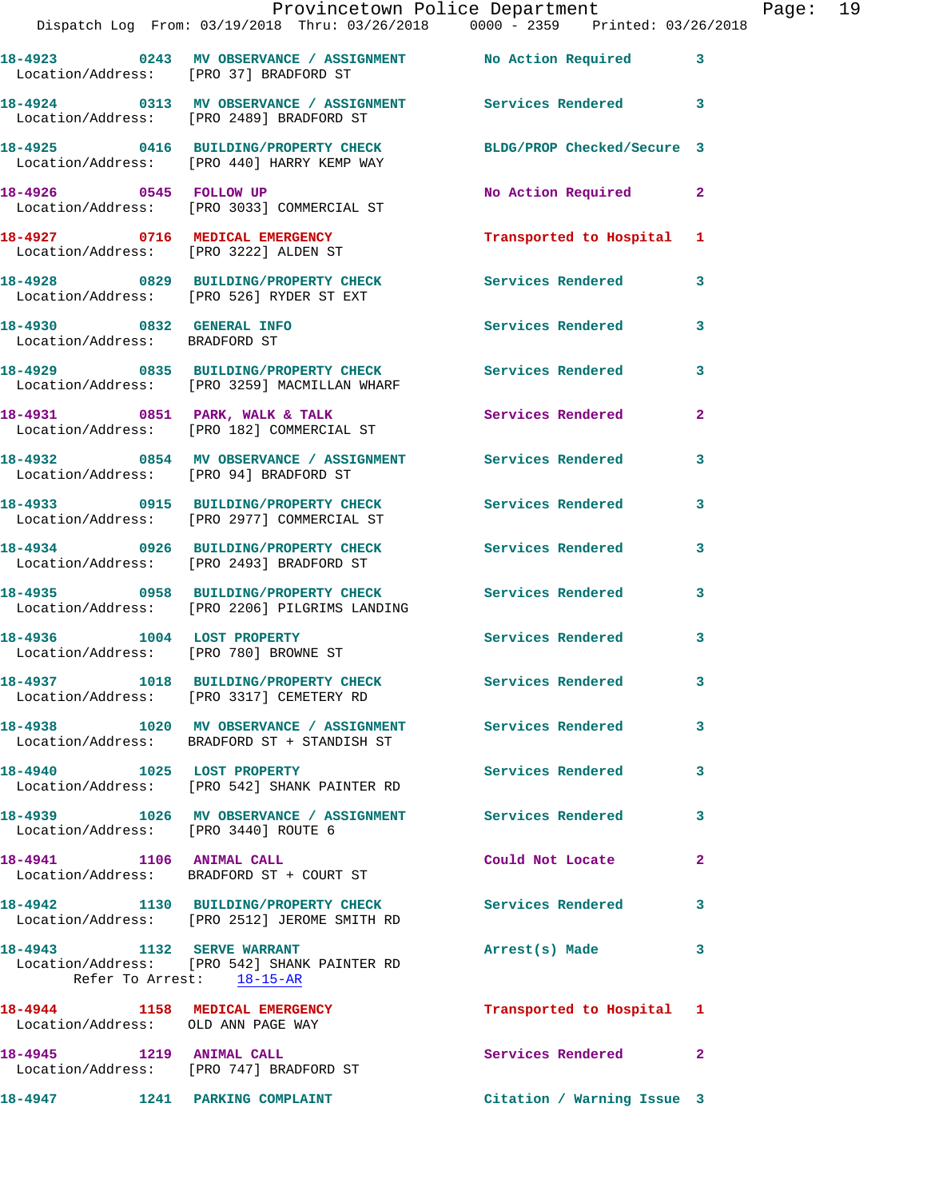18-4923 0243 MV OBSERVANCE / ASSIGNMENT No Action Required 3
Location/Address: [PRO 37] BRADFORD ST

18-4924 0313 MV OBSERVANCE / ASSIGNMENT Services Rendered 3
Location/Address: [PRO 2489] BRADFORD ST

18-4925 0416 BUILDING/PROPERTY CHECK BLDG/PROP Checked/Secure 3
Location/Address: [PRO 440] HARRY KEMP WAY

18-4926 0545 FOLLOW UP No Action Required 2
Location/Address: [PRO 3033] COMMERCIAL ST

18-4927 0716 MEDICAL EMERGENCY Transported to Hospital 1
Location/Address: [PRO 3222] ALDEN ST

18-4928 0829 BUILDING/PROPERTY CHECK Services Rendered 3
Location/Address: [PRO 526] RYDER ST EXT

18-4930 0832 GENERAL INFO Services Rendered 3
Location/Address: BRADFORD ST

18-4929 0835 BUILDING/PROPERTY CHECK Services Rendered 3
Location/Address: [PRO 3259] MACMILLAN WHARF

18-4931 0851 PARK, WALK & TALK Services Rendered 2
Location/Address: [PRO 182] COMMERCIAL ST

18-4932 0854 MV OBSERVANCE / ASSIGNMENT Services Rendered 3
Location/Address: [PRO 94] BRADFORD ST

18-4933 0915 BUILDING/PROPERTY CHECK Services Rendered 3
Location/Address: [PRO 2977] COMMERCIAL ST

18-4934 0926 BUILDING/PROPERTY CHECK Services Rendered 3
Location/Address: [PRO 2493] BRADFORD ST

18-4935 0958 BUILDING/PROPERTY CHECK Services Rendered 3
Location/Address: [PRO 2206] PILGRIMS LANDING

18-4936 1004 LOST PROPERTY Services Rendered 3
Location/Address: [PRO 780] BROWNE ST

18-4937 1018 BUILDING/PROPERTY CHECK Services Rendered 3
Location/Address: [PRO 3317] CEMETERY RD

18-4938 1020 MV OBSERVANCE / ASSIGNMENT Services Rendered 3
Location/Address: BRADFORD ST + STANDISH ST

18-4940 1025 LOST PROPERTY Services Rendered 3
Location/Address: [PRO 542] SHANK PAINTER RD

18-4939 1026 MV OBSERVANCE / ASSIGNMENT Services Rendered 3
Location/Address: [PRO 3440] ROUTE 6

18-4941 1106 ANIMAL CALL Could Not Locate 2
Location/Address: BRADFORD ST + COURT ST

18-4942 1130 BUILDING/PROPERTY CHECK Services Rendered 3
Location/Address: [PRO 2512] JEROME SMITH RD

18-4943 1132 SERVE WARRANT Arrest(s) Made 3
Location/Address: [PRO 542] SHANK PAINTER RD
Refer To Arrest: 18-15-AR

18-4944 1158 MEDICAL EMERGENCY Transported to Hospital 1
Location/Address: OLD ANN PAGE WAY

18-4945 1219 ANIMAL CALL Services Rendered 2
Location/Address: [PRO 747] BRADFORD ST

18-4947 1241 PARKING COMPLAINT Citation / Warning Issue 3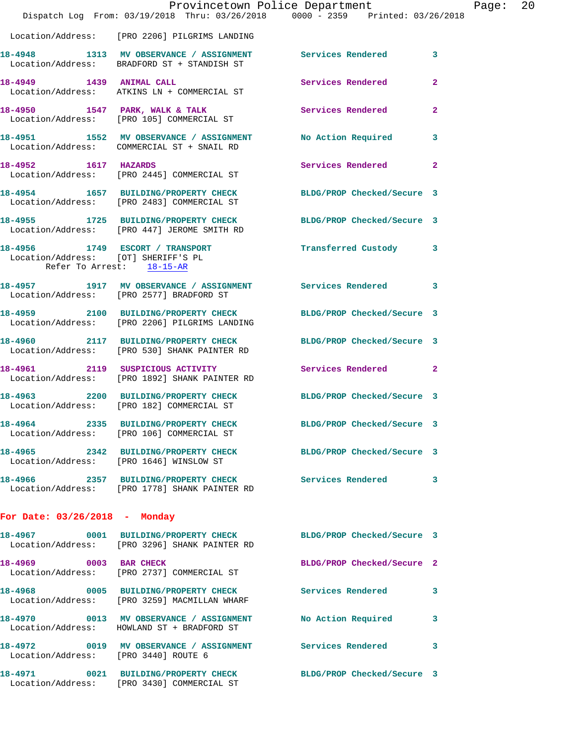Location/Address: [PRO 2206] PILGRIMS LANDING

18-4948 1313 MV OBSERVANCE / ASSIGNMENT Services Rendered 3
Location/Address: BRADFORD ST + STANDISH ST

18-4949 1439 ANIMAL CALL Services Rendered 2
Location/Address: ATKINS LN + COMMERCIAL ST

18-4950 1547 PARK, WALK & TALK Services Rendered 2
Location/Address: [PRO 105] COMMERCIAL ST

18-4951 1552 MV OBSERVANCE / ASSIGNMENT No Action Required 3
Location/Address: COMMERCIAL ST + SNAIL RD

18-4952 1617 HAZARDS Services Rendered 2
Location/Address: [PRO 2445] COMMERCIAL ST

18-4954 1657 BUILDING/PROPERTY CHECK BLDG/PROP Checked/Secure 3
Location/Address: [PRO 2483] COMMERCIAL ST

18-4955 1725 BUILDING/PROPERTY CHECK BLDG/PROP Checked/Secure 3
Location/Address: [PRO 447] JEROME SMITH RD

18-4956 1749 ESCORT / TRANSPORT Transferred Custody 3
Location/Address: [OT] SHERIFF'S PL
Refer To Arrest: 18-15-AR

18-4957 1917 MV OBSERVANCE / ASSIGNMENT Services Rendered 3
Location/Address: [PRO 2577] BRADFORD ST

18-4959 2100 BUILDING/PROPERTY CHECK BLDG/PROP Checked/Secure 3
Location/Address: [PRO 2206] PILGRIMS LANDING

18-4960 2117 BUILDING/PROPERTY CHECK BLDG/PROP Checked/Secure 3
Location/Address: [PRO 530] SHANK PAINTER RD

18-4961 2119 SUSPICIOUS ACTIVITY Services Rendered 2
Location/Address: [PRO 1892] SHANK PAINTER RD

18-4963 2200 BUILDING/PROPERTY CHECK BLDG/PROP Checked/Secure 3
Location/Address: [PRO 182] COMMERCIAL ST

18-4964 2335 BUILDING/PROPERTY CHECK BLDG/PROP Checked/Secure 3
Location/Address: [PRO 106] COMMERCIAL ST

18-4965 2342 BUILDING/PROPERTY CHECK BLDG/PROP Checked/Secure 3
Location/Address: [PRO 1646] WINSLOW ST

18-4966 2357 BUILDING/PROPERTY CHECK Services Rendered 3
Location/Address: [PRO 1778] SHANK PAINTER RD

## For Date: 03/26/2018 - Monday

18-4967 0001 BUILDING/PROPERTY CHECK BLDG/PROP Checked/Secure 3
Location/Address: [PRO 3296] SHANK PAINTER RD

18-4969 0003 BAR CHECK BLDG/PROP Checked/Secure 2
Location/Address: [PRO 2737] COMMERCIAL ST

18-4968 0005 BUILDING/PROPERTY CHECK Services Rendered 3
Location/Address: [PRO 3259] MACMILLAN WHARF

18-4970 0013 MV OBSERVANCE / ASSIGNMENT No Action Required 3
Location/Address: HOWLAND ST + BRADFORD ST

18-4972 0019 MV OBSERVANCE / ASSIGNMENT Services Rendered 3
Location/Address: [PRO 3440] ROUTE 6

18-4971 0021 BUILDING/PROPERTY CHECK BLDG/PROP Checked/Secure 3
Location/Address: [PRO 3430] COMMERCIAL ST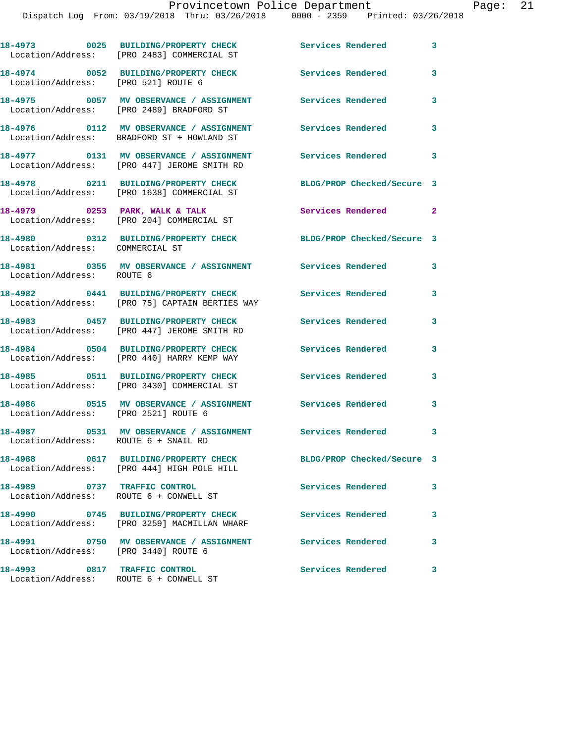| | | | | |
|---|---|---|---|---|
| 18-4973 | 0025 | BUILDING/PROPERTY CHECK | Services Rendered | 3 |
| Location/Address: | [PRO 2483] COMMERCIAL ST | | | |
| 18-4974 | 0052 | BUILDING/PROPERTY CHECK | Services Rendered | 3 |
| Location/Address: | [PRO 521] ROUTE 6 | | | |
| 18-4975 | 0057 | MV OBSERVANCE / ASSIGNMENT | Services Rendered | 3 |
| Location/Address: | [PRO 2489] BRADFORD ST | | | |
| 18-4976 | 0112 | MV OBSERVANCE / ASSIGNMENT | Services Rendered | 3 |
| Location/Address: | BRADFORD ST + HOWLAND ST | | | |
| 18-4977 | 0131 | MV OBSERVANCE / ASSIGNMENT | Services Rendered | 3 |
| Location/Address: | [PRO 447] JEROME SMITH RD | | | |
| 18-4978 | 0211 | BUILDING/PROPERTY CHECK | BLDG/PROP Checked/Secure | 3 |
| Location/Address: | [PRO 1638] COMMERCIAL ST | | | |
| 18-4979 | 0253 | PARK, WALK & TALK | Services Rendered | 2 |
| Location/Address: | [PRO 204] COMMERCIAL ST | | | |
| 18-4980 | 0312 | BUILDING/PROPERTY CHECK | BLDG/PROP Checked/Secure | 3 |
| Location/Address: | COMMERCIAL ST | | | |
| 18-4981 | 0355 | MV OBSERVANCE / ASSIGNMENT | Services Rendered | 3 |
| Location/Address: | ROUTE 6 | | | |
| 18-4982 | 0441 | BUILDING/PROPERTY CHECK | Services Rendered | 3 |
| Location/Address: | [PRO 75] CAPTAIN BERTIES WAY | | | |
| 18-4983 | 0457 | BUILDING/PROPERTY CHECK | Services Rendered | 3 |
| Location/Address: | [PRO 447] JEROME SMITH RD | | | |
| 18-4984 | 0504 | BUILDING/PROPERTY CHECK | Services Rendered | 3 |
| Location/Address: | [PRO 440] HARRY KEMP WAY | | | |
| 18-4985 | 0511 | BUILDING/PROPERTY CHECK | Services Rendered | 3 |
| Location/Address: | [PRO 3430] COMMERCIAL ST | | | |
| 18-4986 | 0515 | MV OBSERVANCE / ASSIGNMENT | Services Rendered | 3 |
| Location/Address: | [PRO 2521] ROUTE 6 | | | |
| 18-4987 | 0531 | MV OBSERVANCE / ASSIGNMENT | Services Rendered | 3 |
| Location/Address: | ROUTE 6 + SNAIL RD | | | |
| 18-4988 | 0617 | BUILDING/PROPERTY CHECK | BLDG/PROP Checked/Secure | 3 |
| Location/Address: | [PRO 444] HIGH POLE HILL | | | |
| 18-4989 | 0737 | TRAFFIC CONTROL | Services Rendered | 3 |
| Location/Address: | ROUTE 6 + CONWELL ST | | | |
| 18-4990 | 0745 | BUILDING/PROPERTY CHECK | Services Rendered | 3 |
| Location/Address: | [PRO 3259] MACMILLAN WHARF | | | |
| 18-4991 | 0750 | MV OBSERVANCE / ASSIGNMENT | Services Rendered | 3 |
| Location/Address: | [PRO 3440] ROUTE 6 | | | |
| 18-4993 | 0817 | TRAFFIC CONTROL | Services Rendered | 3 |
| Location/Address: | ROUTE 6 + CONWELL ST | | | |